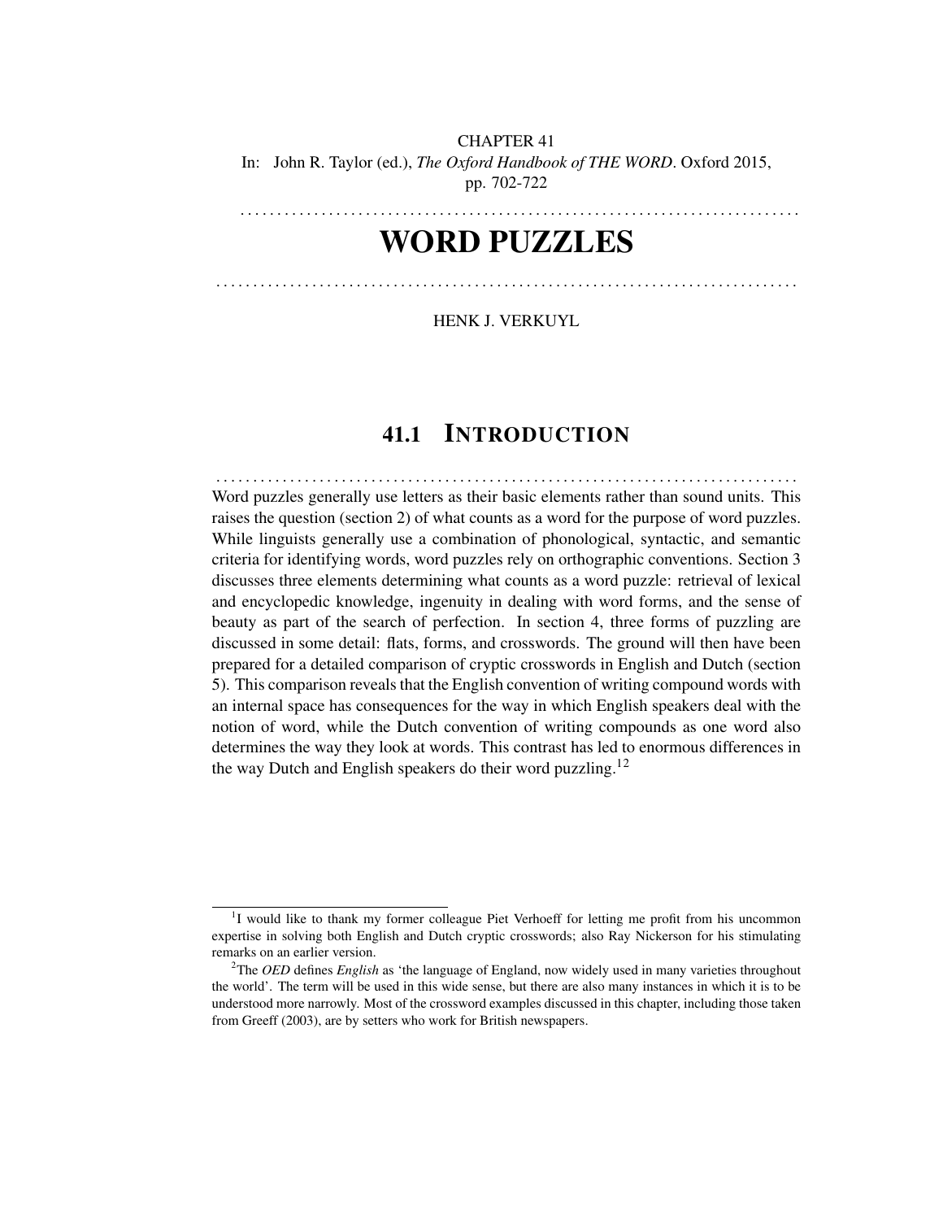CHAPTER 41

In: John R. Taylor (ed.), *The Oxford Handbook of THE WORD*. Oxford 2015, pp. 702-722

# WORD PUZZLES

HENK J. VERKUYL

## 41.1 INTRODUCTION

Word puzzles generally use letters as their basic elements rather than sound units. This raises the question (section 2) of what counts as a word for the purpose of word puzzles. While linguists generally use a combination of phonological, syntactic, and semantic criteria for identifying words, word puzzles rely on orthographic conventions. Section 3 discusses three elements determining what counts as a word puzzle: retrieval of lexical and encyclopedic knowledge, ingenuity in dealing with word forms, and the sense of beauty as part of the search of perfection. In section 4, three forms of puzzling are discussed in some detail: flats, forms, and crosswords. The ground will then have been prepared for a detailed comparison of cryptic crosswords in English and Dutch (section 5). This comparison reveals that the English convention of writing compound words with an internal space has consequences for the way in which English speakers deal with the notion of word, while the Dutch convention of writing compounds as one word also determines the way they look at words. This contrast has led to enormous differences in the way Dutch and English speakers do their word puzzling.[1][2]

---

[1] I would like to thank my former colleague Piet Verhoeff for letting me profit from his uncommon expertise in solving both English and Dutch cryptic crosswords; also Ray Nickerson for his stimulating remarks on an earlier version.

[2] The *OED* defines *English* as 'the language of England, now widely used in many varieties throughout the world'. The term will be used in this wide sense, but there are also many instances in which it is to be understood more narrowly. Most of the crossword examples discussed in this chapter, including those taken from Greeff (2003), are by setters who work for British newspapers.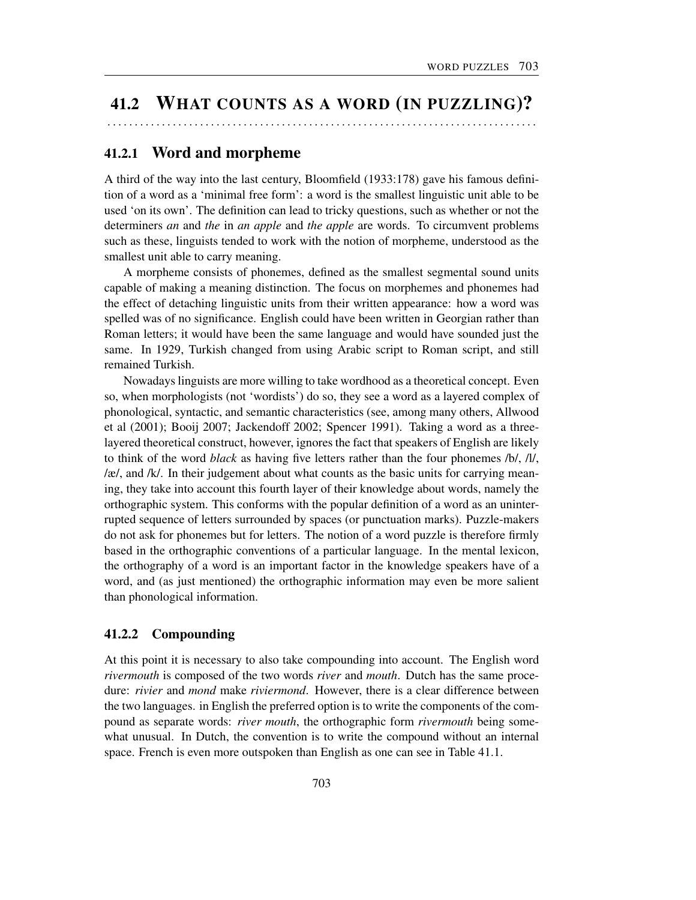## 41.2 WHAT COUNTS AS A WORD (IN PUZZLING)?

### 41.2.1 Word and morpheme

A third of the way into the last century, Bloomfield (1933:178) gave his famous definition of a word as a 'minimal free form': a word is the smallest linguistic unit able to be used 'on its own'. The definition can lead to tricky questions, such as whether or not the determiners *an* and *the* in *an apple* and *the apple* are words. To circumvent problems such as these, linguists tended to work with the notion of morpheme, understood as the smallest unit able to carry meaning.

A morpheme consists of phonemes, defined as the smallest segmental sound units capable of making a meaning distinction. The focus on morphemes and phonemes had the effect of detaching linguistic units from their written appearance: how a word was spelled was of no significance. English could have been written in Georgian rather than Roman letters; it would have been the same language and would have sounded just the same. In 1929, Turkish changed from using Arabic script to Roman script, and still remained Turkish.

Nowadays linguists are more willing to take wordhood as a theoretical concept. Even so, when morphologists (not 'wordists') do so, they see a word as a layered complex of phonological, syntactic, and semantic characteristics (see, among many others, Allwood et al (2001); Booij 2007; Jackendoff 2002; Spencer 1991). Taking a word as a three-layered theoretical construct, however, ignores the fact that speakers of English are likely to think of the word *black* as having five letters rather than the four phonemes /b/, /l/, /æ/, and /k/. In their judgement about what counts as the basic units for carrying meaning, they take into account this fourth layer of their knowledge about words, namely the orthographic system. This conforms with the popular definition of a word as an uninterrupted sequence of letters surrounded by spaces (or punctuation marks). Puzzle-makers do not ask for phonemes but for letters. The notion of a word puzzle is therefore firmly based in the orthographic conventions of a particular language. In the mental lexicon, the orthography of a word is an important factor in the knowledge speakers have of a word, and (as just mentioned) the orthographic information may even be more salient than phonological information.

### 41.2.2 Compounding

At this point it is necessary to also take compounding into account. The English word *rivermouth* is composed of the two words *river* and *mouth*. Dutch has the same procedure: *rivier* and *mond* make *riviermond*. However, there is a clear difference between the two languages. in English the preferred option is to write the components of the compound as separate words: *river mouth*, the orthographic form *rivermouth* being somewhat unusual. In Dutch, the convention is to write the compound without an internal space. French is even more outspoken than English as one can see in Table 41.1.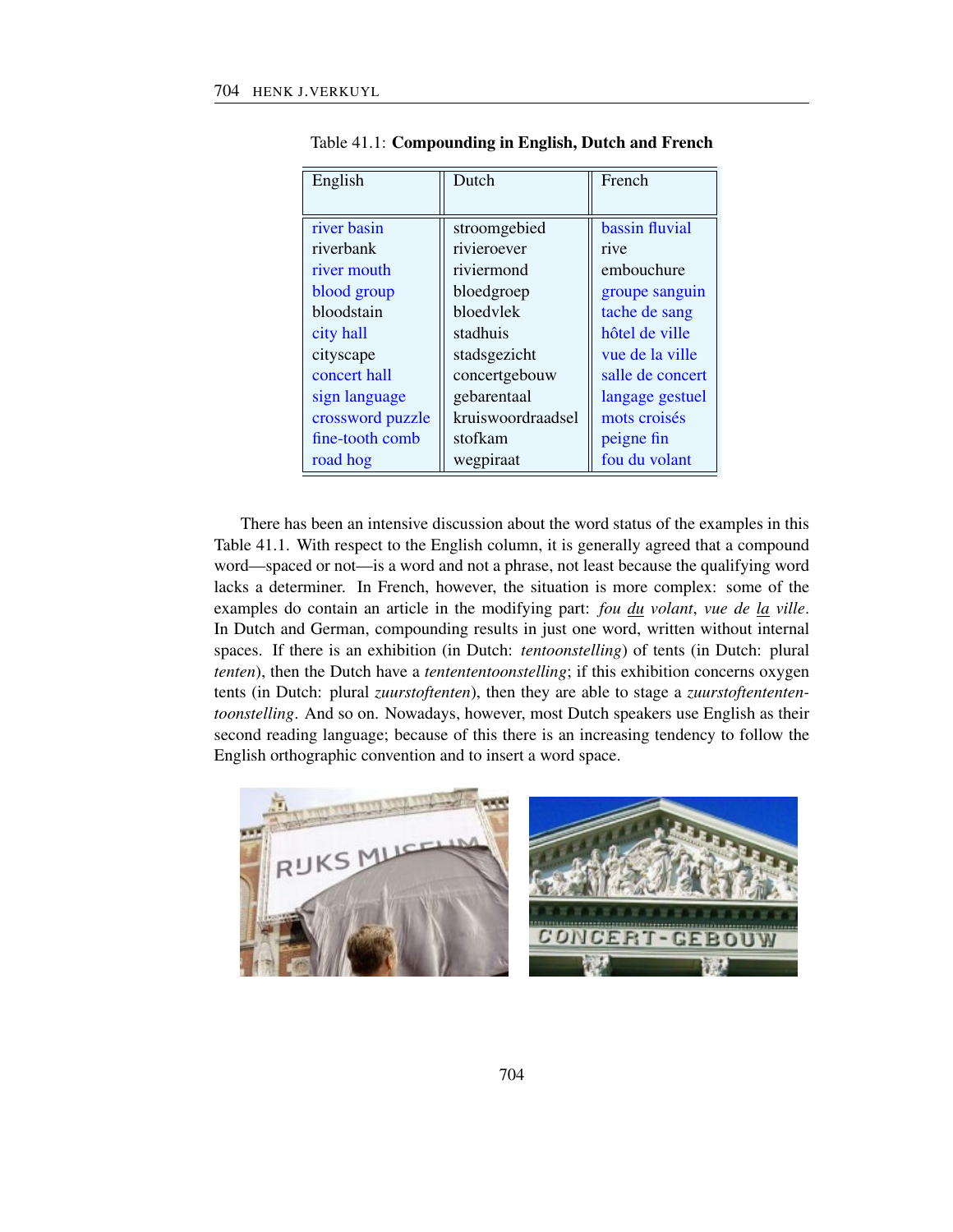Table 41.1: **Compounding in English, Dutch and French**

| English | Dutch | French |
|---|---|---|
| river basin | stroomgebied | bassin fluvial |
| riverbank | rivieroever | rive |
| river mouth | riviermond | embouchure |
| blood group | bloedgroep | groupe sanguin |
| bloodstain | bloedvlek | tache de sang |
| city hall | stadhuis | hôtel de ville |
| cityscape | stadsgezicht | vue de la ville |
| concert hall | concertgebouw | salle de concert |
| sign language | gebarentaal | langage gestuel |
| crossword puzzle | kruiswoordraadsel | mots croisés |
| fine-tooth comb | stofkam | peigne fin |
| road hog | wegpiraat | fou du volant |

There has been an intensive discussion about the word status of the examples in this Table 41.1. With respect to the English column, it is generally agreed that a compound word—spaced or not—is a word and not a phrase, not least because the qualifying word lacks a determiner. In French, however, the situation is more complex: some of the examples do contain an article in the modifying part: *fou du volant*, *vue de la ville*. In Dutch and German, compounding results in just one word, written without internal spaces. If there is an exhibition (in Dutch: *tentoonstelling*) of tents (in Dutch: plural *tenten*), then the Dutch have a *tentententoonstelling*; if this exhibition concerns oxygen tents (in Dutch: plural *zuurstoftenten*), then they are able to stage a *zuurstoftententen­toonstelling*. And so on. Nowadays, however, most Dutch speakers use English as their second reading language; because of this there is an increasing tendency to follow the English orthographic convention and to insert a word space.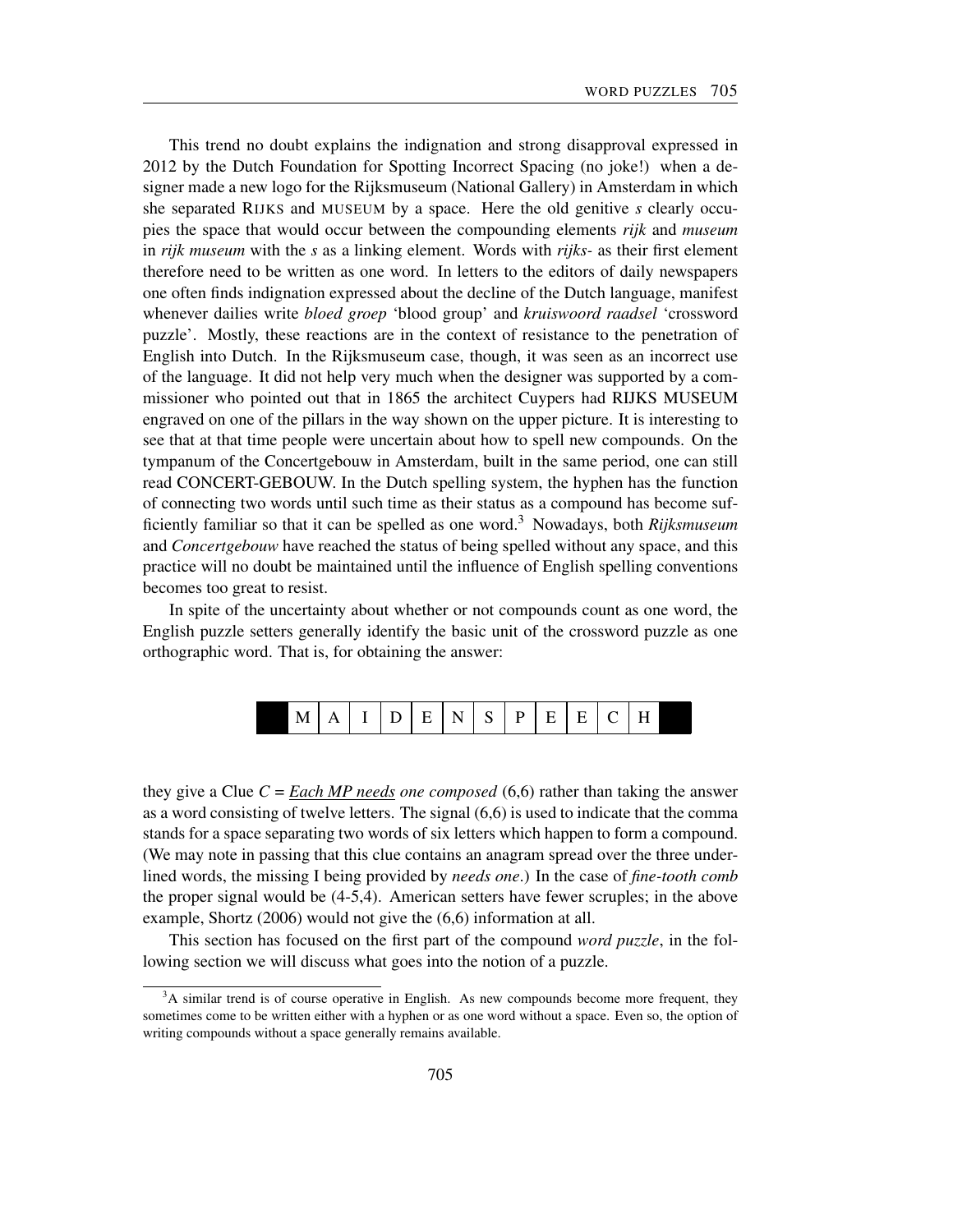This trend no doubt explains the indignation and strong disapproval expressed in 2012 by the Dutch Foundation for Spotting Incorrect Spacing (no joke!) when a designer made a new logo for the Rijksmuseum (National Gallery) in Amsterdam in which she separated RIJKS and MUSEUM by a space. Here the old genitive *s* clearly occupies the space that would occur between the compounding elements *rijk* and *museum* in *rijk museum* with the *s* as a linking element. Words with *rijks-* as their first element therefore need to be written as one word. In letters to the editors of daily newspapers one often finds indignation expressed about the decline of the Dutch language, manifest whenever dailies write *bloed groep* 'blood group' and *kruiswoord raadsel* 'crossword puzzle'. Mostly, these reactions are in the context of resistance to the penetration of English into Dutch. In the Rijksmuseum case, though, it was seen as an incorrect use of the language. It did not help very much when the designer was supported by a commissioner who pointed out that in 1865 the architect Cuypers had RIJKS MUSEUM engraved on one of the pillars in the way shown on the upper picture. It is interesting to see that at that time people were uncertain about how to spell new compounds. On the tympanum of the Concertgebouw in Amsterdam, built in the same period, one can still read CONCERT-GEBOUW. In the Dutch spelling system, the hyphen has the function of connecting two words until such time as their status as a compound has become sufficiently familiar so that it can be spelled as one word.[3] Nowadays, both *Rijksmuseum* and *Concertgebouw* have reached the status of being spelled without any space, and this practice will no doubt be maintained until the influence of English spelling conventions becomes too great to resist.

In spite of the uncertainty about whether or not compounds count as one word, the English puzzle setters generally identify the basic unit of the crossword puzzle as one orthographic word. That is, for obtaining the answer:

| ■ | M | A | I | D | E | N | S | P | E | E | C | H | ■ |
|---|---|---|---|---|---|---|---|---|---|---|---|---|---|

they give a Clue *C* = ***Each MP needs*** *one composed* (6,6) rather than taking the answer as a word consisting of twelve letters. The signal (6,6) is used to indicate that the comma stands for a space separating two words of six letters which happen to form a compound. (We may note in passing that this clue contains an anagram spread over the three underlined words, the missing I being provided by *needs one*.) In the case of *fine-tooth comb* the proper signal would be (4-5,4). American setters have fewer scruples; in the above example, Shortz (2006) would not give the (6,6) information at all.

This section has focused on the first part of the compound *word puzzle*, in the following section we will discuss what goes into the notion of a puzzle.

[3] A similar trend is of course operative in English. As new compounds become more frequent, they sometimes come to be written either with a hyphen or as one word without a space. Even so, the option of writing compounds without a space generally remains available.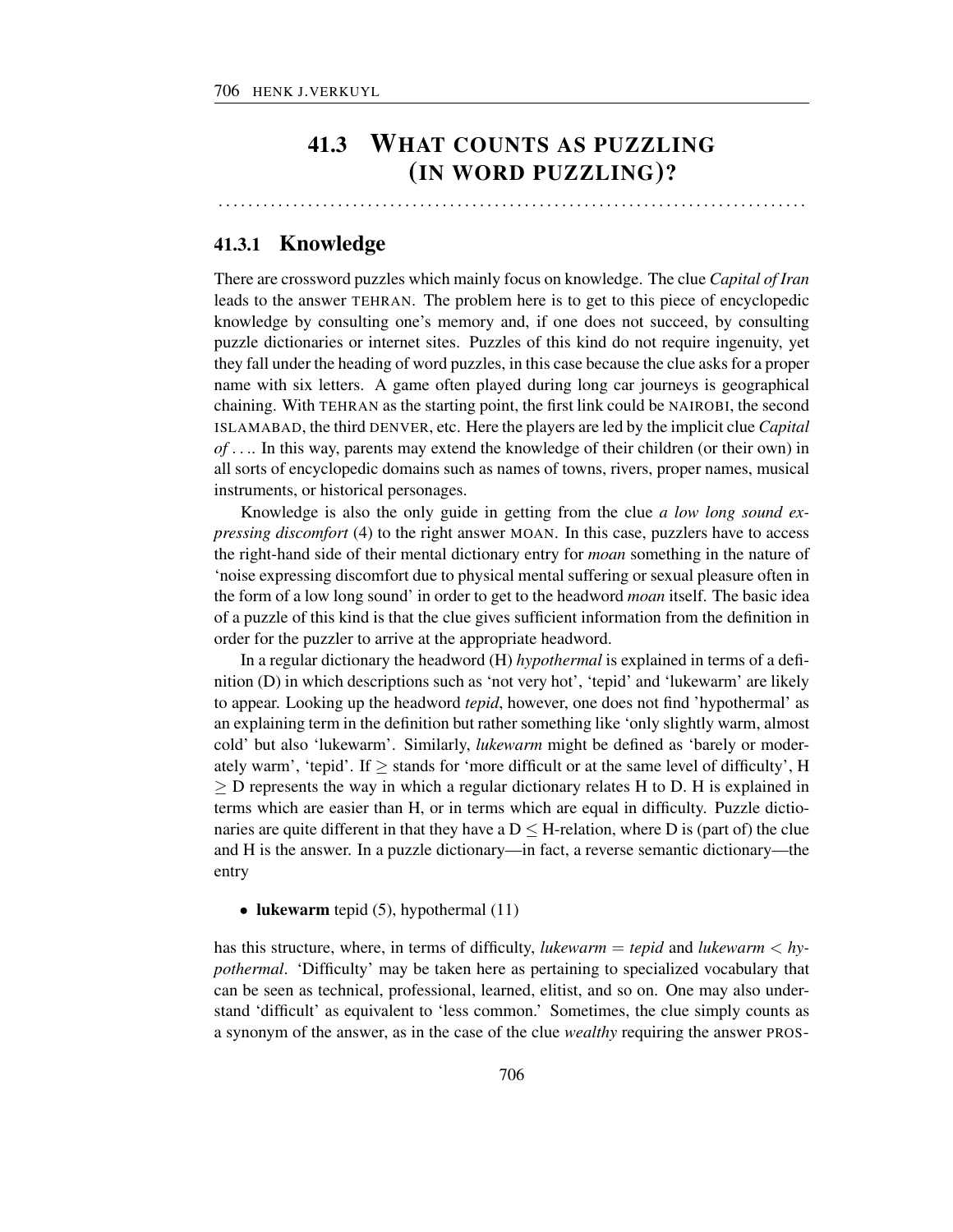## 41.3 What counts as puzzling (in word puzzling)?

### 41.3.1 Knowledge

There are crossword puzzles which mainly focus on knowledge. The clue *Capital of Iran* leads to the answer TEHRAN. The problem here is to get to this piece of encyclopedic knowledge by consulting one's memory and, if one does not succeed, by consulting puzzle dictionaries or internet sites. Puzzles of this kind do not require ingenuity, yet they fall under the heading of word puzzles, in this case because the clue asks for a proper name with six letters. A game often played during long car journeys is geographical chaining. With TEHRAN as the starting point, the first link could be NAIROBI, the second ISLAMABAD, the third DENVER, etc. Here the players are led by the implicit clue *Capital of* .... In this way, parents may extend the knowledge of their children (or their own) in all sorts of encyclopedic domains such as names of towns, rivers, proper names, musical instruments, or historical personages.

Knowledge is also the only guide in getting from the clue *a low long sound expressing discomfort* (4) to the right answer MOAN. In this case, puzzlers have to access the right-hand side of their mental dictionary entry for *moan* something in the nature of 'noise expressing discomfort due to physical mental suffering or sexual pleasure often in the form of a low long sound' in order to get to the headword *moan* itself. The basic idea of a puzzle of this kind is that the clue gives sufficient information from the definition in order for the puzzler to arrive at the appropriate headword.

In a regular dictionary the headword (H) *hypothermal* is explained in terms of a definition (D) in which descriptions such as 'not very hot', 'tepid' and 'lukewarm' are likely to appear. Looking up the headword *tepid*, however, one does not find 'hypothermal' as an explaining term in the definition but rather something like 'only slightly warm, almost cold' but also 'lukewarm'. Similarly, *lukewarm* might be defined as 'barely or moderately warm', 'tepid'. If $\geq$ stands for 'more difficult or at the same level of difficulty', H $\geq$ D represents the way in which a regular dictionary relates H to D. H is explained in terms which are easier than H, or in terms which are equal in difficulty. Puzzle dictionaries are quite different in that they have a D $\leq$ H-relation, where D is (part of) the clue and H is the answer. In a puzzle dictionary—in fact, a reverse semantic dictionary—the entry

- **lukewarm** tepid (5), hypothermal (11)

has this structure, where, in terms of difficulty, *lukewarm* = *tepid* and *lukewarm* < *hypothermal*. 'Difficulty' may be taken here as pertaining to specialized vocabulary that can be seen as technical, professional, learned, elitist, and so on. One may also understand 'difficult' as equivalent to 'less common.' Sometimes, the clue simply counts as a synonym of the answer, as in the case of the clue *wealthy* requiring the answer PROS-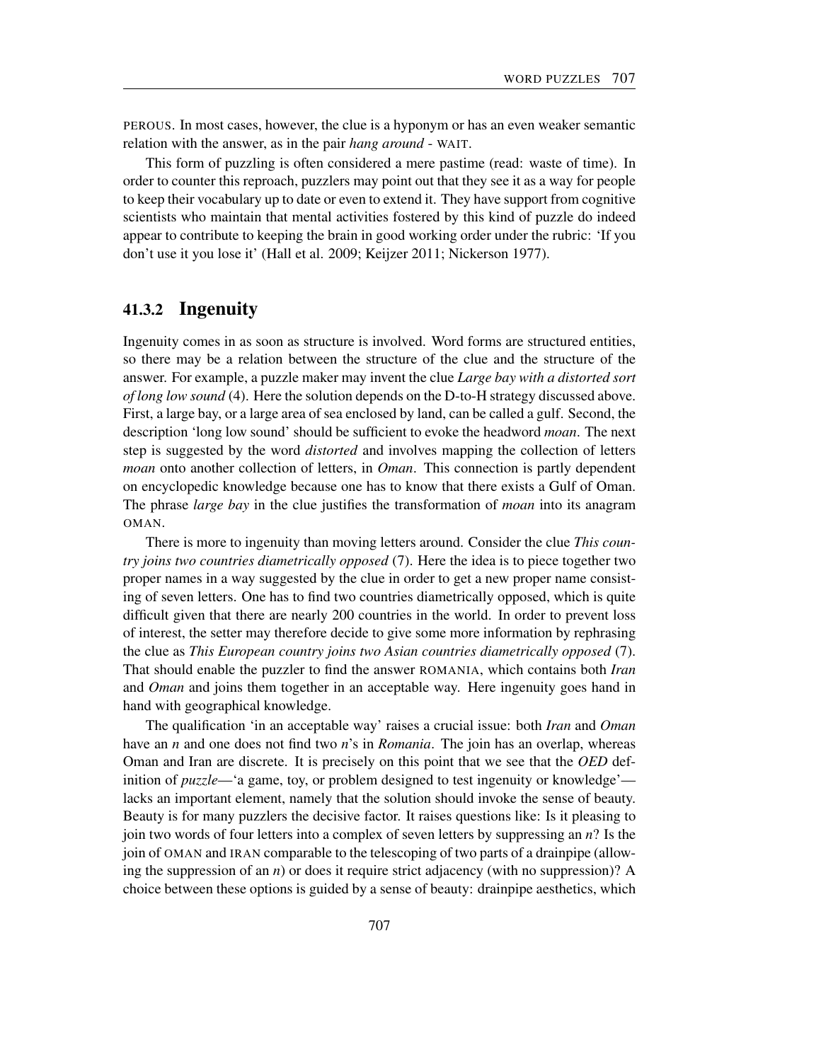PEROUS. In most cases, however, the clue is a hyponym or has an even weaker semantic relation with the answer, as in the pair *hang around* - WAIT.

This form of puzzling is often considered a mere pastime (read: waste of time). In order to counter this reproach, puzzlers may point out that they see it as a way for people to keep their vocabulary up to date or even to extend it. They have support from cognitive scientists who maintain that mental activities fostered by this kind of puzzle do indeed appear to contribute to keeping the brain in good working order under the rubric: 'If you don't use it you lose it' (Hall et al. 2009; Keijzer 2011; Nickerson 1977).

### 41.3.2 Ingenuity

Ingenuity comes in as soon as structure is involved. Word forms are structured entities, so there may be a relation between the structure of the clue and the structure of the answer. For example, a puzzle maker may invent the clue *Large bay with a distorted sort of long low sound* (4). Here the solution depends on the D-to-H strategy discussed above. First, a large bay, or a large area of sea enclosed by land, can be called a gulf. Second, the description 'long low sound' should be sufficient to evoke the headword *moan*. The next step is suggested by the word *distorted* and involves mapping the collection of letters *moan* onto another collection of letters, in *Oman*. This connection is partly dependent on encyclopedic knowledge because one has to know that there exists a Gulf of Oman. The phrase *large bay* in the clue justifies the transformation of *moan* into its anagram OMAN.

There is more to ingenuity than moving letters around. Consider the clue *This country joins two countries diametrically opposed* (7). Here the idea is to piece together two proper names in a way suggested by the clue in order to get a new proper name consisting of seven letters. One has to find two countries diametrically opposed, which is quite difficult given that there are nearly 200 countries in the world. In order to prevent loss of interest, the setter may therefore decide to give some more information by rephrasing the clue as *This European country joins two Asian countries diametrically opposed* (7). That should enable the puzzler to find the answer ROMANIA, which contains both *Iran* and *Oman* and joins them together in an acceptable way. Here ingenuity goes hand in hand with geographical knowledge.

The qualification 'in an acceptable way' raises a crucial issue: both *Iran* and *Oman* have an *n* and one does not find two *n*'s in *Romania*. The join has an overlap, whereas Oman and Iran are discrete. It is precisely on this point that we see that the *OED* definition of *puzzle*—'a game, toy, or problem designed to test ingenuity or knowledge'—lacks an important element, namely that the solution should invoke the sense of beauty. Beauty is for many puzzlers the decisive factor. It raises questions like: Is it pleasing to join two words of four letters into a complex of seven letters by suppressing an *n*? Is the join of OMAN and IRAN comparable to the telescoping of two parts of a drainpipe (allowing the suppression of an *n*) or does it require strict adjacency (with no suppression)? A choice between these options is guided by a sense of beauty: drainpipe aesthetics, which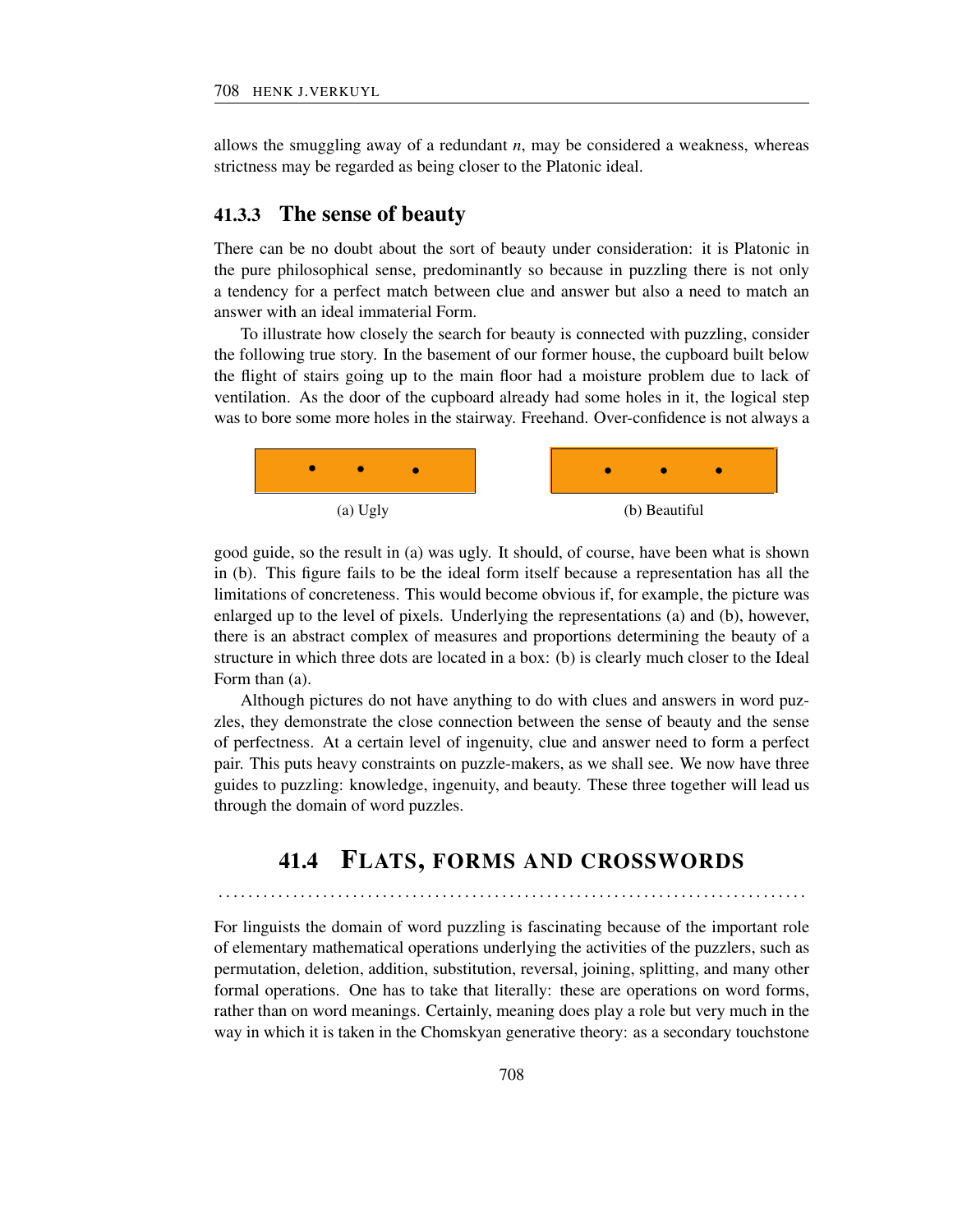allows the smuggling away of a redundant *n*, may be considered a weakness, whereas strictness may be regarded as being closer to the Platonic ideal.

### 41.3.3 The sense of beauty

There can be no doubt about the sort of beauty under consideration: it is Platonic in the pure philosophical sense, predominantly so because in puzzling there is not only a tendency for a perfect match between clue and answer but also a need to match an answer with an ideal immaterial Form.

To illustrate how closely the search for beauty is connected with puzzling, consider the following true story. In the basement of our former house, the cupboard built below the flight of stairs going up to the main floor had a moisture problem due to lack of ventilation. As the door of the cupboard already had some holes in it, the logical step was to bore some more holes in the stairway. Freehand. Over-confidence is not always a

(a) Ugly

(b) Beautiful

good guide, so the result in (a) was ugly. It should, of course, have been what is shown in (b). This figure fails to be the ideal form itself because a representation has all the limitations of concreteness. This would become obvious if, for example, the picture was enlarged up to the level of pixels. Underlying the representations (a) and (b), however, there is an abstract complex of measures and proportions determining the beauty of a structure in which three dots are located in a box: (b) is clearly much closer to the Ideal Form than (a).

Although pictures do not have anything to do with clues and answers in word puzzles, they demonstrate the close connection between the sense of beauty and the sense of perfectness. At a certain level of ingenuity, clue and answer need to form a perfect pair. This puts heavy constraints on puzzle-makers, as we shall see. We now have three guides to puzzling: knowledge, ingenuity, and beauty. These three together will lead us through the domain of word puzzles.

## 41.4 Flats, forms and crosswords

For linguists the domain of word puzzling is fascinating because of the important role of elementary mathematical operations underlying the activities of the puzzlers, such as permutation, deletion, addition, substitution, reversal, joining, splitting, and many other formal operations. One has to take that literally: these are operations on word forms, rather than on word meanings. Certainly, meaning does play a role but very much in the way in which it is taken in the Chomskyan generative theory: as a secondary touchstone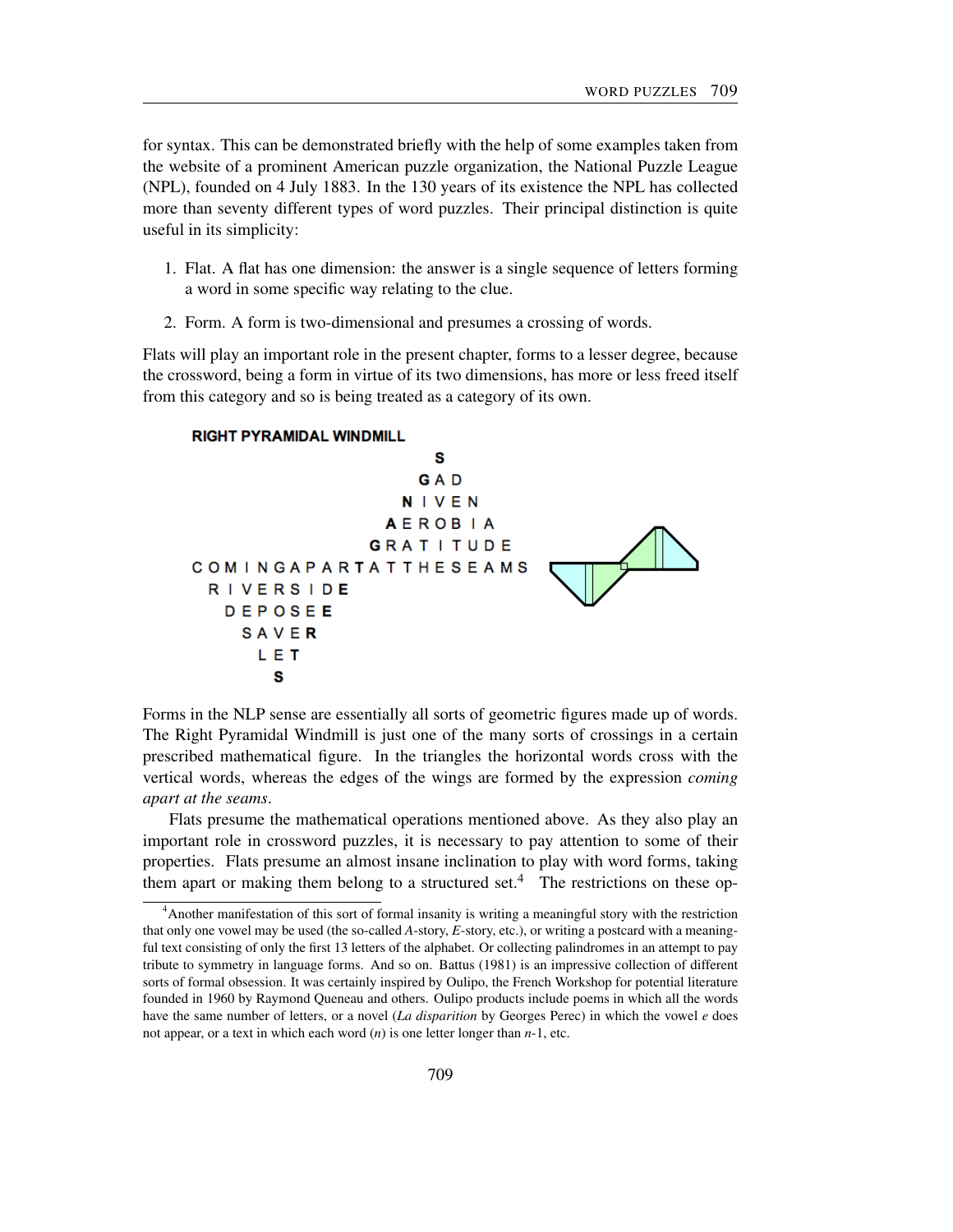for syntax. This can be demonstrated briefly with the help of some examples taken from the website of a prominent American puzzle organization, the National Puzzle League (NPL), founded on 4 July 1883. In the 130 years of its existence the NPL has collected more than seventy different types of word puzzles. Their principal distinction is quite useful in its simplicity:

1. Flat. A flat has one dimension: the answer is a single sequence of letters forming a word in some specific way relating to the clue.
2. Form. A form is two-dimensional and presumes a crossing of words.

Flats will play an important role in the present chapter, forms to a lesser degree, because the crossword, being a form in virtue of its two dimensions, has more or less freed itself from this category and so is being treated as a category of its own.

**RIGHT PYRAMIDAL WINDMILL**

```
                    S
                   GAD
                  NIVEN
                 AEROBIA
                GRATITUDE
COMINGAPARTATTHESEAMS
 RIVERSIDE
  DEPOSEE
   SAVER
    LET
     S
```

Forms in the NLP sense are essentially all sorts of geometric figures made up of words. The Right Pyramidal Windmill is just one of the many sorts of crossings in a certain prescribed mathematical figure. In the triangles the horizontal words cross with the vertical words, whereas the edges of the wings are formed by the expression *coming apart at the seams*.

Flats presume the mathematical operations mentioned above. As they also play an important role in crossword puzzles, it is necessary to pay attention to some of their properties. Flats presume an almost insane inclination to play with word forms, taking them apart or making them belong to a structured set.[4] The restrictions on these op-

[4] Another manifestation of this sort of formal insanity is writing a meaningful story with the restriction that only one vowel may be used (the so-called *A*-story, *E*-story, etc.), or writing a postcard with a meaningful text consisting of only the first 13 letters of the alphabet. Or collecting palindromes in an attempt to pay tribute to symmetry in language forms. And so on. Battus (1981) is an impressive collection of different sorts of formal obsession. It was certainly inspired by Oulipo, the French Workshop for potential literature founded in 1960 by Raymond Queneau and others. Oulipo products include poems in which all the words have the same number of letters, or a novel (*La disparition* by Georges Perec) in which the vowel *e* does not appear, or a text in which each word ($n$) is one letter longer than $n$-1, etc.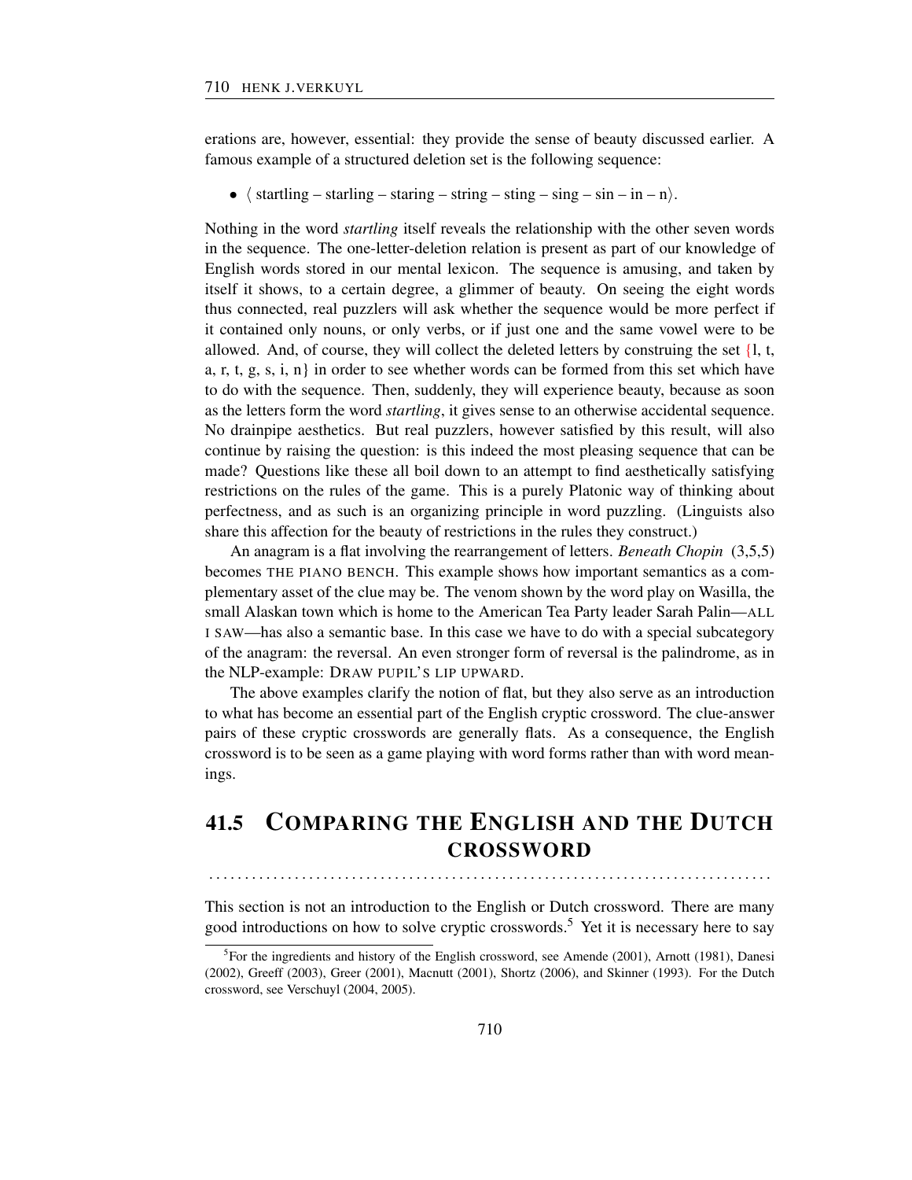erations are, however, essential: they provide the sense of beauty discussed earlier. A famous example of a structured deletion set is the following sequence:

- ⟨ startling – starling – staring – string – sting – sing – sin – in – n⟩.

Nothing in the word *startling* itself reveals the relationship with the other seven words in the sequence. The one-letter-deletion relation is present as part of our knowledge of English words stored in our mental lexicon. The sequence is amusing, and taken by itself it shows, to a certain degree, a glimmer of beauty. On seeing the eight words thus connected, real puzzlers will ask whether the sequence would be more perfect if it contained only nouns, or only verbs, or if just one and the same vowel were to be allowed. And, of course, they will collect the deleted letters by construing the set {l, t, a, r, t, g, s, i, n} in order to see whether words can be formed from this set which have to do with the sequence. Then, suddenly, they will experience beauty, because as soon as the letters form the word *startling*, it gives sense to an otherwise accidental sequence. No drainpipe aesthetics. But real puzzlers, however satisfied by this result, will also continue by raising the question: is this indeed the most pleasing sequence that can be made? Questions like these all boil down to an attempt to find aesthetically satisfying restrictions on the rules of the game. This is a purely Platonic way of thinking about perfectness, and as such is an organizing principle in word puzzling. (Linguists also share this affection for the beauty of restrictions in the rules they construct.)

An anagram is a flat involving the rearrangement of letters. *Beneath Chopin* (3,5,5) becomes THE PIANO BENCH. This example shows how important semantics as a complementary asset of the clue may be. The venom shown by the word play on Wasilla, the small Alaskan town which is home to the American Tea Party leader Sarah Palin—ALL I SAW—has also a semantic base. In this case we have to do with a special subcategory of the anagram: the reversal. An even stronger form of reversal is the palindrome, as in the NLP-example: DRAW PUPIL'S LIP UPWARD.

The above examples clarify the notion of flat, but they also serve as an introduction to what has become an essential part of the English cryptic crossword. The clue-answer pairs of these cryptic crosswords are generally flats. As a consequence, the English crossword is to be seen as a game playing with word forms rather than with word meanings.

## 41.5 COMPARING THE ENGLISH AND THE DUTCH CROSSWORD

This section is not an introduction to the English or Dutch crossword. There are many good introductions on how to solve cryptic crosswords.[5] Yet it is necessary here to say

[5] For the ingredients and history of the English crossword, see Amende (2001), Arnott (1981), Danesi (2002), Greeff (2003), Greer (2001), Macnutt (2001), Shortz (2006), and Skinner (1993). For the Dutch crossword, see Verschuyl (2004, 2005).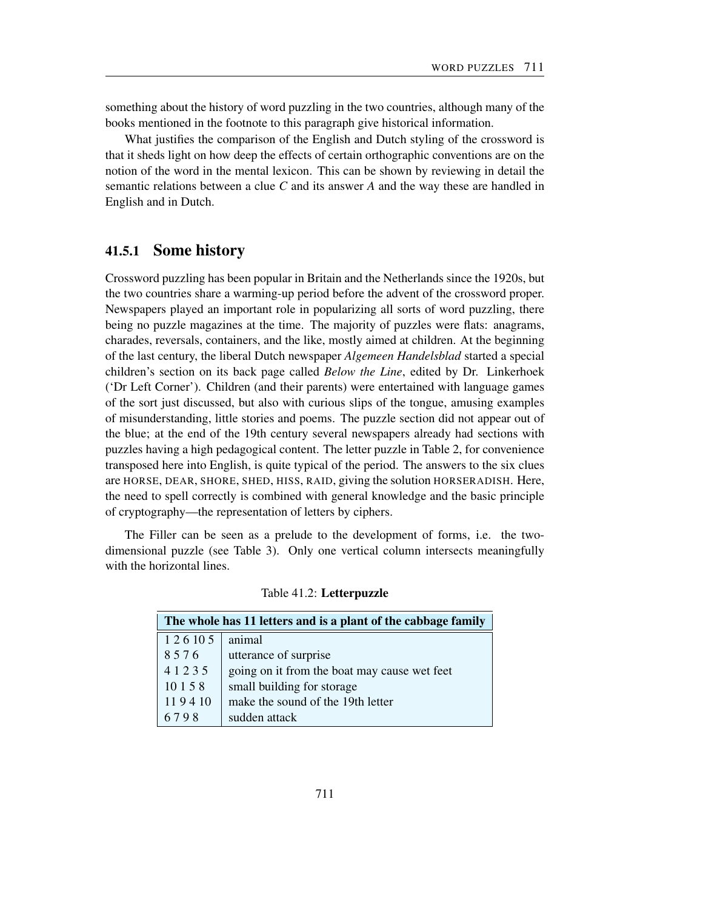something about the history of word puzzling in the two countries, although many of the books mentioned in the footnote to this paragraph give historical information.

What justifies the comparison of the English and Dutch styling of the crossword is that it sheds light on how deep the effects of certain orthographic conventions are on the notion of the word in the mental lexicon. This can be shown by reviewing in detail the semantic relations between a clue *C* and its answer *A* and the way these are handled in English and in Dutch.

### 41.5.1 Some history

Crossword puzzling has been popular in Britain and the Netherlands since the 1920s, but the two countries share a warming-up period before the advent of the crossword proper. Newspapers played an important role in popularizing all sorts of word puzzling, there being no puzzle magazines at the time. The majority of puzzles were flats: anagrams, charades, reversals, containers, and the like, mostly aimed at children. At the beginning of the last century, the liberal Dutch newspaper *Algemeen Handelsblad* started a special children's section on its back page called *Below the Line*, edited by Dr. Linkerhoek ('Dr Left Corner'). Children (and their parents) were entertained with language games of the sort just discussed, but also with curious slips of the tongue, amusing examples of misunderstanding, little stories and poems. The puzzle section did not appear out of the blue; at the end of the 19th century several newspapers already had sections with puzzles having a high pedagogical content. The letter puzzle in Table 2, for convenience transposed here into English, is quite typical of the period. The answers to the six clues are HORSE, DEAR, SHORE, SHED, HISS, RAID, giving the solution HORSERADISH. Here, the need to spell correctly is combined with general knowledge and the basic principle of cryptography—the representation of letters by ciphers.

The Filler can be seen as a prelude to the development of forms, i.e. the two-dimensional puzzle (see Table 3). Only one vertical column intersects meaningfully with the horizontal lines.

Table 41.2: **Letterpuzzle**

| **The whole has 11 letters and is a plant of the cabbage family** | |
|---|---|
| 1 2 6 10 5 | animal |
| 8 5 7 6 | utterance of surprise |
| 4 1 2 3 5 | going on it from the boat may cause wet feet |
| 10 1 5 8 | small building for storage |
| 11 9 4 10 | make the sound of the 19th letter |
| 6 7 9 8 | sudden attack |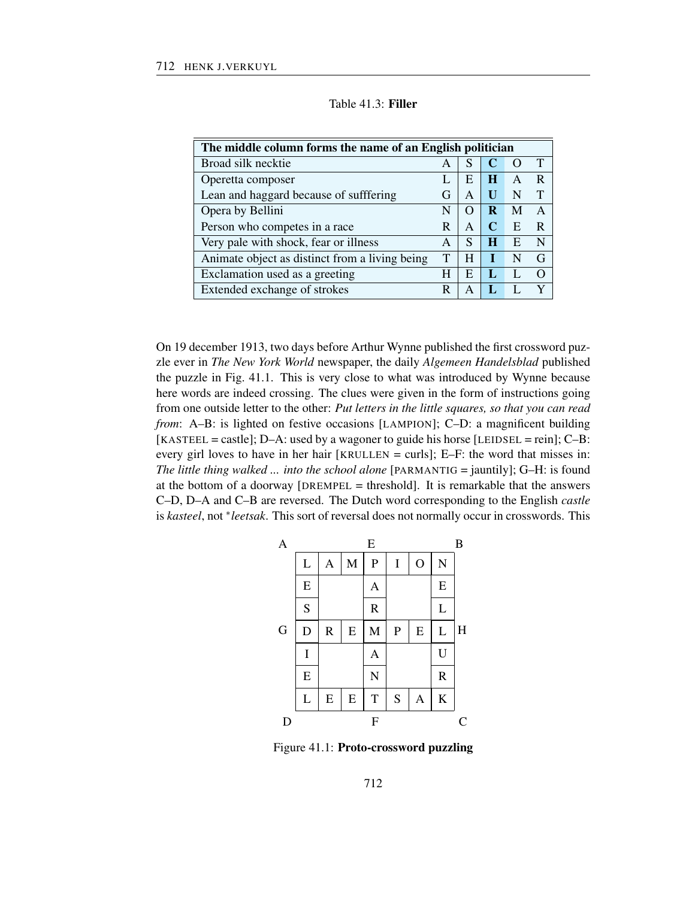Table 41.3: **Filler**

| The middle column forms the name of an English politician | | | | | |
|---|---|---|---|---|---|
| Broad silk necktie | A | S | **C** | O | T |
| Operetta composer | L | E | **H** | A | R |
| Lean and haggard because of sufffering | G | A | **U** | N | T |
| Opera by Bellini | N | O | **R** | M | A |
| Person who competes in a race | R | A | **C** | E | R |
| Very pale with shock, fear or illness | A | S | **H** | E | N |
| Animate object as distinct from a living being | T | H | **I** | N | G |
| Exclamation used as a greeting | H | E | **L** | L | O |
| Extended exchange of strokes | R | A | **L** | L | Y |

On 19 december 1913, two days before Arthur Wynne published the first crossword puzzle ever in *The New York World* newspaper, the daily *Algemeen Handelsblad* published the puzzle in Fig. 41.1. This is very close to what was introduced by Wynne because here words are indeed crossing. The clues were given in the form of instructions going from one outside letter to the other: *Put letters in the little squares, so that you can read from*: A–B: is lighted on festive occasions [LAMPION]; C–D: a magnificent building [KASTEEL = castle]; D–A: used by a wagoner to guide his horse [LEIDSEL = rein]; C–B: every girl loves to have in her hair [KRULLEN = curls]; E–F: the word that misses in: *The little thing walked ... into the school alone* [PARMANTIG = jauntily]; G–H: is found at the bottom of a doorway [DREMPEL = threshold]. It is remarkable that the answers C–D, D–A and C–B are reversed. The Dutch word corresponding to the English *castle* is *kasteel*, not \**leetsak*. This sort of reversal does not normally occur in crosswords. This

| | | | | | | | | |
|---|---|---|---|---|---|---|---|---|
| A | | | | E | | | B | |
| | L | A | M | P | I | O | N | |
| | E | | | A | | | E | |
| | S | | | R | | | L | |
| G | D | R | E | M | P | E | L | H |
| | I | | | A | | | U | |
| | E | | | N | | | R | |
| | L | E | E | T | S | A | K | |
| D | | | | F | | | C | |

Figure 41.1: **Proto-crossword puzzling**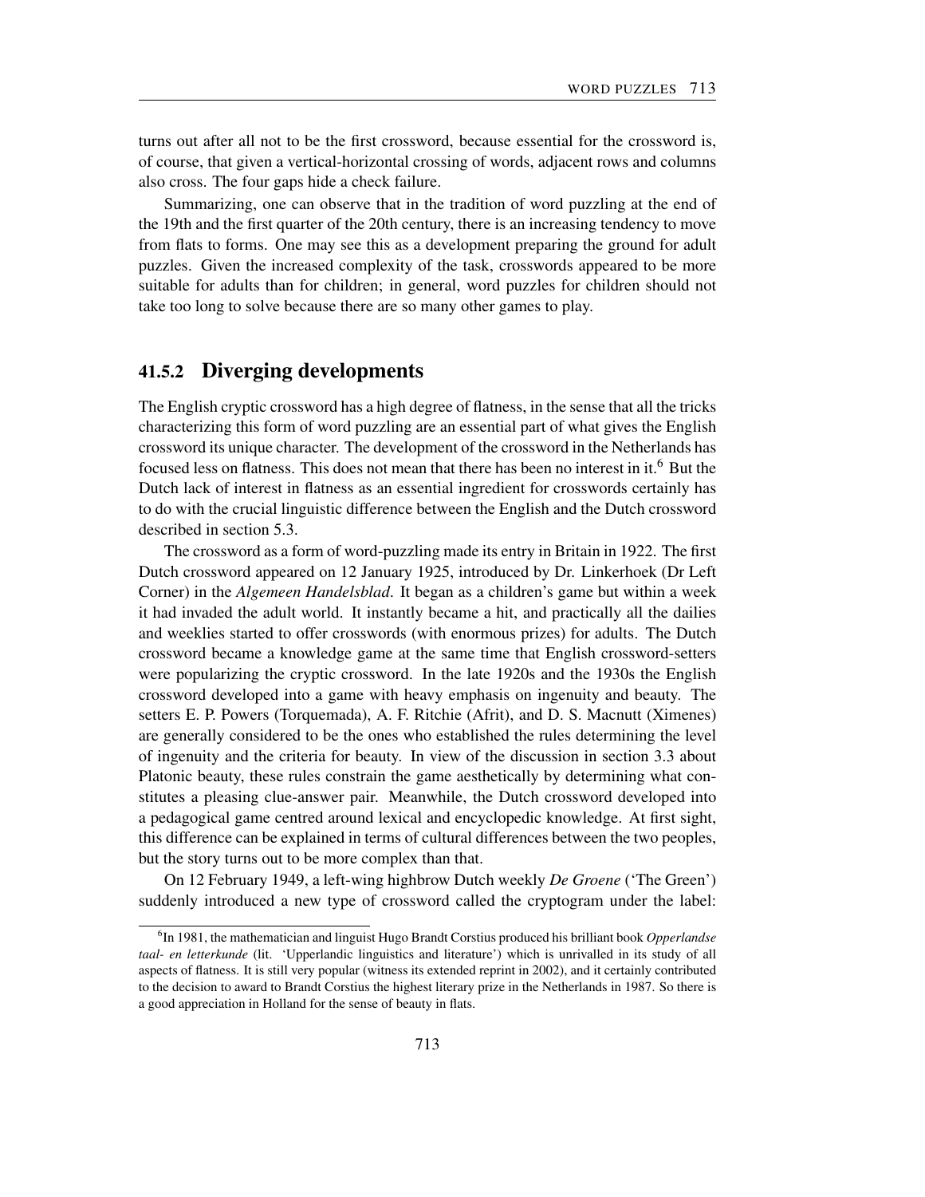turns out after all not to be the first crossword, because essential for the crossword is, of course, that given a vertical-horizontal crossing of words, adjacent rows and columns also cross. The four gaps hide a check failure.

Summarizing, one can observe that in the tradition of word puzzling at the end of the 19th and the first quarter of the 20th century, there is an increasing tendency to move from flats to forms. One may see this as a development preparing the ground for adult puzzles. Given the increased complexity of the task, crosswords appeared to be more suitable for adults than for children; in general, word puzzles for children should not take too long to solve because there are so many other games to play.

### 41.5.2 Diverging developments

The English cryptic crossword has a high degree of flatness, in the sense that all the tricks characterizing this form of word puzzling are an essential part of what gives the English crossword its unique character. The development of the crossword in the Netherlands has focused less on flatness. This does not mean that there has been no interest in it.[6] But the Dutch lack of interest in flatness as an essential ingredient for crosswords certainly has to do with the crucial linguistic difference between the English and the Dutch crossword described in section 5.3.

The crossword as a form of word-puzzling made its entry in Britain in 1922. The first Dutch crossword appeared on 12 January 1925, introduced by Dr. Linkerhoek (Dr Left Corner) in the *Algemeen Handelsblad*. It began as a children's game but within a week it had invaded the adult world. It instantly became a hit, and practically all the dailies and weeklies started to offer crosswords (with enormous prizes) for adults. The Dutch crossword became a knowledge game at the same time that English crossword-setters were popularizing the cryptic crossword. In the late 1920s and the 1930s the English crossword developed into a game with heavy emphasis on ingenuity and beauty. The setters E. P. Powers (Torquemada), A. F. Ritchie (Afrit), and D. S. Macnutt (Ximenes) are generally considered to be the ones who established the rules determining the level of ingenuity and the criteria for beauty. In view of the discussion in section 3.3 about Platonic beauty, these rules constrain the game aesthetically by determining what constitutes a pleasing clue-answer pair. Meanwhile, the Dutch crossword developed into a pedagogical game centred around lexical and encyclopedic knowledge. At first sight, this difference can be explained in terms of cultural differences between the two peoples, but the story turns out to be more complex than that.

On 12 February 1949, a left-wing highbrow Dutch weekly *De Groene* ('The Green') suddenly introduced a new type of crossword called the cryptogram under the label:

[6] In 1981, the mathematician and linguist Hugo Brandt Corstius produced his brilliant book *Opperlandse taal- en letterkunde* (lit. 'Upperlandic linguistics and literature') which is unrivalled in its study of all aspects of flatness. It is still very popular (witness its extended reprint in 2002), and it certainly contributed to the decision to award to Brandt Corstius the highest literary prize in the Netherlands in 1987. So there is a good appreciation in Holland for the sense of beauty in flats.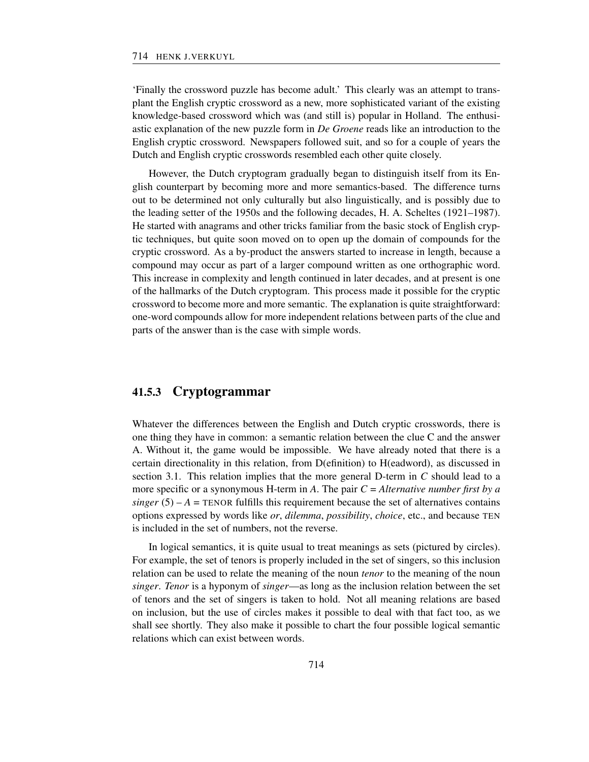'Finally the crossword puzzle has become adult.' This clearly was an attempt to transplant the English cryptic crossword as a new, more sophisticated variant of the existing knowledge-based crossword which was (and still is) popular in Holland. The enthusiastic explanation of the new puzzle form in *De Groene* reads like an introduction to the English cryptic crossword. Newspapers followed suit, and so for a couple of years the Dutch and English cryptic crosswords resembled each other quite closely.

However, the Dutch cryptogram gradually began to distinguish itself from its English counterpart by becoming more and more semantics-based. The difference turns out to be determined not only culturally but also linguistically, and is possibly due to the leading setter of the 1950s and the following decades, H. A. Scheltes (1921–1987). He started with anagrams and other tricks familiar from the basic stock of English cryptic techniques, but quite soon moved on to open up the domain of compounds for the cryptic crossword. As a by-product the answers started to increase in length, because a compound may occur as part of a larger compound written as one orthographic word. This increase in complexity and length continued in later decades, and at present is one of the hallmarks of the Dutch cryptogram. This process made it possible for the cryptic crossword to become more and more semantic. The explanation is quite straightforward: one-word compounds allow for more independent relations between parts of the clue and parts of the answer than is the case with simple words.

### 41.5.3 Cryptogrammar

Whatever the differences between the English and Dutch cryptic crosswords, there is one thing they have in common: a semantic relation between the clue C and the answer A. Without it, the game would be impossible. We have already noted that there is a certain directionality in this relation, from D(efinition) to H(eadword), as discussed in section 3.1. This relation implies that the more general D-term in *C* should lead to a more specific or a synonymous H-term in *A*. The pair *C* = *Alternative number first by a singer* (5) – *A* = TENOR fulfills this requirement because the set of alternatives contains options expressed by words like *or*, *dilemma*, *possibility*, *choice*, etc., and because TEN is included in the set of numbers, not the reverse.

In logical semantics, it is quite usual to treat meanings as sets (pictured by circles). For example, the set of tenors is properly included in the set of singers, so this inclusion relation can be used to relate the meaning of the noun *tenor* to the meaning of the noun *singer*. *Tenor* is a hyponym of *singer*—as long as the inclusion relation between the set of tenors and the set of singers is taken to hold. Not all meaning relations are based on inclusion, but the use of circles makes it possible to deal with that fact too, as we shall see shortly. They also make it possible to chart the four possible logical semantic relations which can exist between words.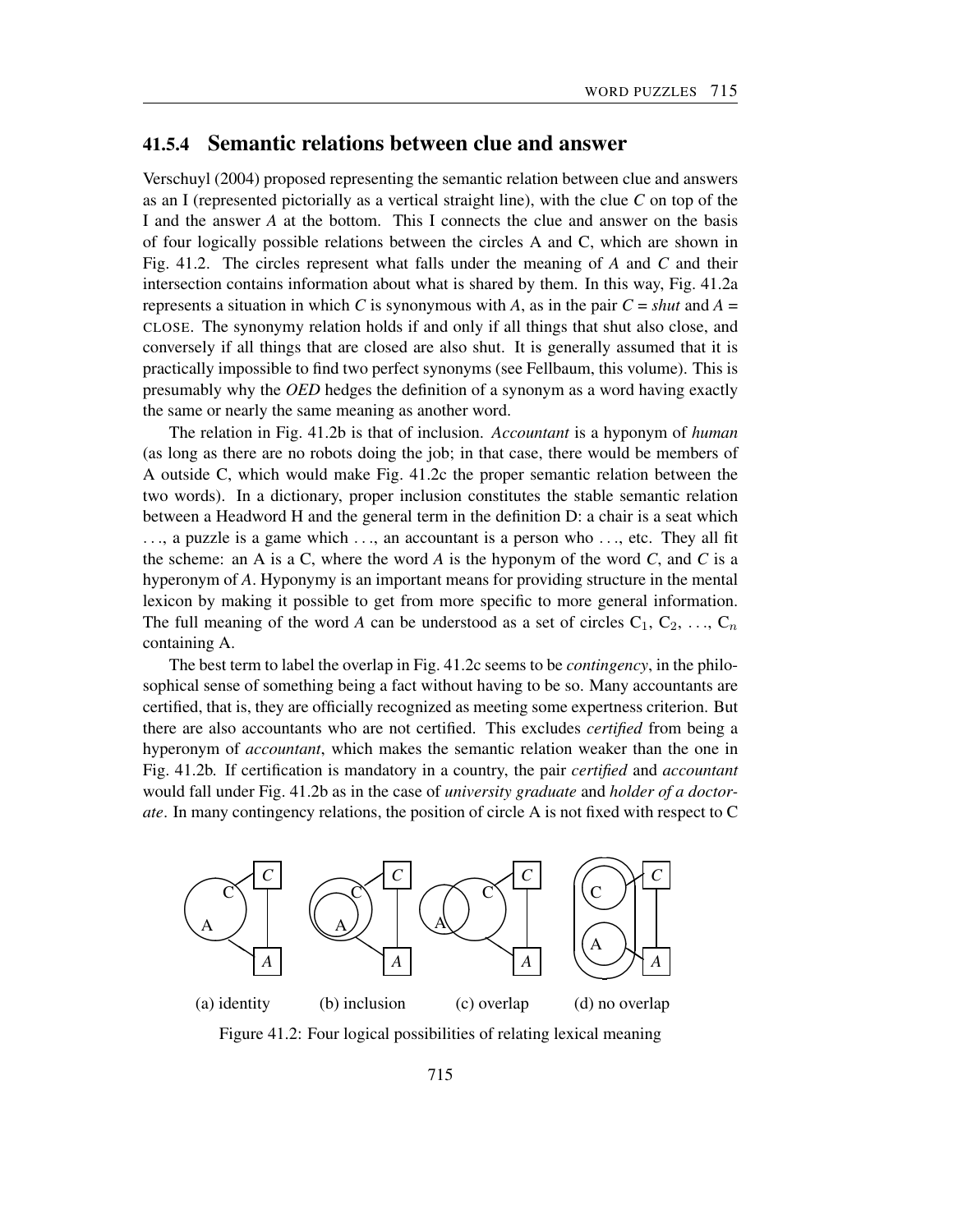### 41.5.4 Semantic relations between clue and answer

Verschuyl (2004) proposed representing the semantic relation between clue and answers as an I (represented pictorially as a vertical straight line), with the clue *C* on top of the I and the answer *A* at the bottom. This I connects the clue and answer on the basis of four logically possible relations between the circles A and C, which are shown in Fig. 41.2. The circles represent what falls under the meaning of *A* and *C* and their intersection contains information about what is shared by them. In this way, Fig. 41.2a represents a situation in which *C* is synonymous with *A*, as in the pair *C* = *shut* and *A* = CLOSE. The synonymy relation holds if and only if all things that shut also close, and conversely if all things that are closed are also shut. It is generally assumed that it is practically impossible to find two perfect synonyms (see Fellbaum, this volume). This is presumably why the *OED* hedges the definition of a synonym as a word having exactly the same or nearly the same meaning as another word.

The relation in Fig. 41.2b is that of inclusion. *Accountant* is a hyponym of *human* (as long as there are no robots doing the job; in that case, there would be members of A outside C, which would make Fig. 41.2c the proper semantic relation between the two words). In a dictionary, proper inclusion constitutes the stable semantic relation between a Headword H and the general term in the definition D: a chair is a seat which ..., a puzzle is a game which ..., an accountant is a person who ..., etc. They all fit the scheme: an A is a C, where the word *A* is the hyponym of the word *C*, and *C* is a hyperonym of *A*. Hyponymy is an important means for providing structure in the mental lexicon by making it possible to get from more specific to more general information. The full meaning of the word *A* can be understood as a set of circles $C_1, C_2, \ldots, C_n$ containing A.

The best term to label the overlap in Fig. 41.2c seems to be *contingency*, in the philosophical sense of something being a fact without having to be so. Many accountants are certified, that is, they are officially recognized as meeting some expertness criterion. But there are also accountants who are not certified. This excludes *certified* from being a hyperonym of *accountant*, which makes the semantic relation weaker than the one in Fig. 41.2b. If certification is mandatory in a country, the pair *certified* and *accountant* would fall under Fig. 41.2b as in the case of *university graduate* and *holder of a doctorate*. In many contingency relations, the position of circle A is not fixed with respect to C

(a) identity (b) inclusion (c) overlap (d) no overlap

Figure 41.2: Four logical possibilities of relating lexical meaning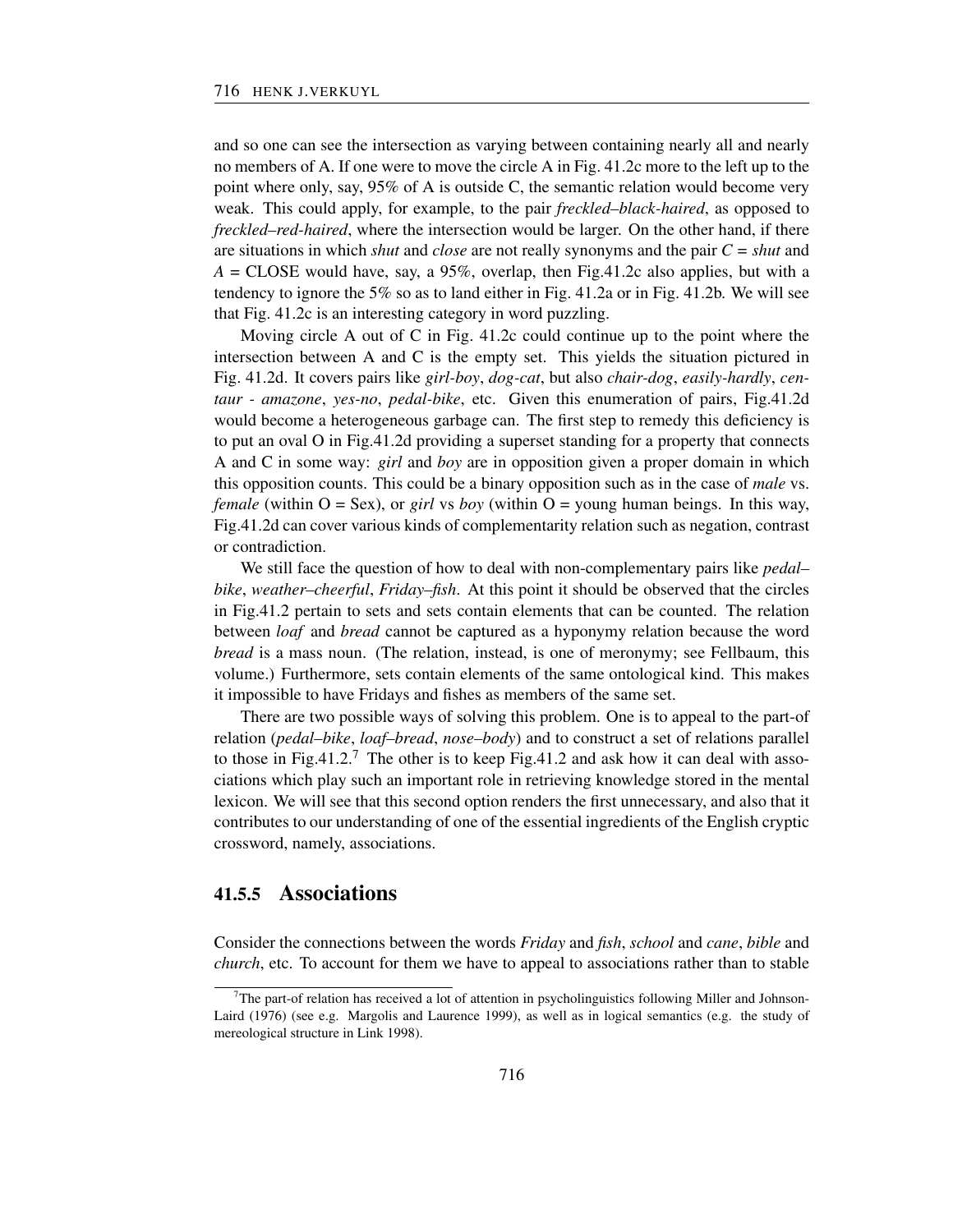and so one can see the intersection as varying between containing nearly all and nearly no members of A. If one were to move the circle A in Fig. 41.2c more to the left up to the point where only, say, 95% of A is outside C, the semantic relation would become very weak. This could apply, for example, to the pair *freckled–black-haired*, as opposed to *freckled–red-haired*, where the intersection would be larger. On the other hand, if there are situations in which *shut* and *close* are not really synonyms and the pair *C* = *shut* and *A* = CLOSE would have, say, a 95%, overlap, then Fig.41.2c also applies, but with a tendency to ignore the 5% so as to land either in Fig. 41.2a or in Fig. 41.2b. We will see that Fig. 41.2c is an interesting category in word puzzling.

Moving circle A out of C in Fig. 41.2c could continue up to the point where the intersection between A and C is the empty set. This yields the situation pictured in Fig. 41.2d. It covers pairs like *girl-boy*, *dog-cat*, but also *chair-dog*, *easily-hardly*, *centaur - amazone*, *yes-no*, *pedal-bike*, etc. Given this enumeration of pairs, Fig.41.2d would become a heterogeneous garbage can. The first step to remedy this deficiency is to put an oval O in Fig.41.2d providing a superset standing for a property that connects A and C in some way: *girl* and *boy* are in opposition given a proper domain in which this opposition counts. This could be a binary opposition such as in the case of *male* vs. *female* (within O = Sex), or *girl* vs *boy* (within O = young human beings. In this way, Fig.41.2d can cover various kinds of complementarity relation such as negation, contrast or contradiction.

We still face the question of how to deal with non-complementary pairs like *pedal–bike*, *weather–cheerful*, *Friday–fish*. At this point it should be observed that the circles in Fig.41.2 pertain to sets and sets contain elements that can be counted. The relation between *loaf* and *bread* cannot be captured as a hyponymy relation because the word *bread* is a mass noun. (The relation, instead, is one of meronymy; see Fellbaum, this volume.) Furthermore, sets contain elements of the same ontological kind. This makes it impossible to have Fridays and fishes as members of the same set.

There are two possible ways of solving this problem. One is to appeal to the part-of relation (*pedal–bike*, *loaf–bread*, *nose–body*) and to construct a set of relations parallel to those in Fig.41.2.[7] The other is to keep Fig.41.2 and ask how it can deal with associations which play such an important role in retrieving knowledge stored in the mental lexicon. We will see that this second option renders the first unnecessary, and also that it contributes to our understanding of one of the essential ingredients of the English cryptic crossword, namely, associations.

### 41.5.5 Associations

Consider the connections between the words *Friday* and *fish*, *school* and *cane*, *bible* and *church*, etc. To account for them we have to appeal to associations rather than to stable

[7] The part-of relation has received a lot of attention in psycholinguistics following Miller and Johnson-Laird (1976) (see e.g. Margolis and Laurence 1999), as well as in logical semantics (e.g. the study of mereological structure in Link 1998).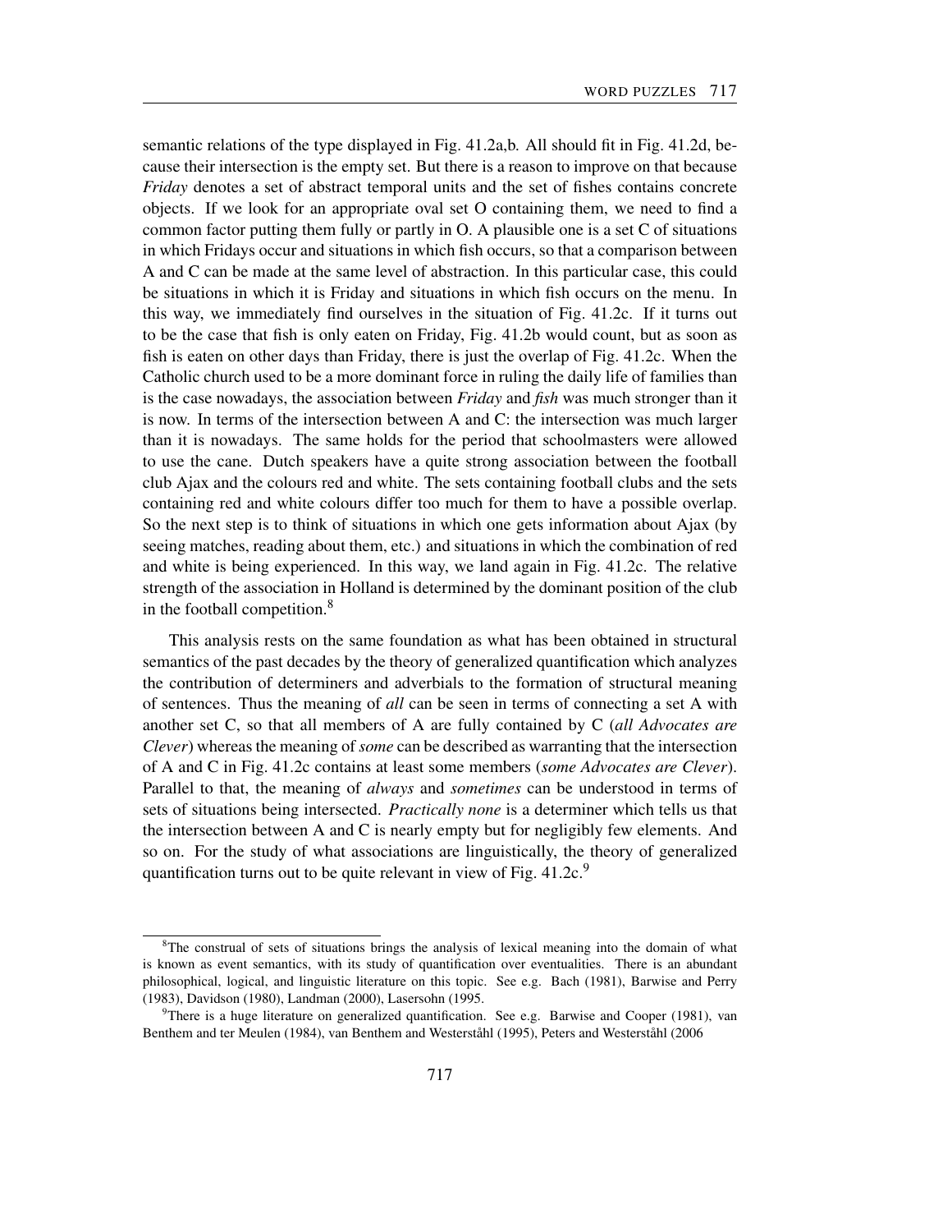semantic relations of the type displayed in Fig. 41.2a,b. All should fit in Fig. 41.2d, because their intersection is the empty set. But there is a reason to improve on that because *Friday* denotes a set of abstract temporal units and the set of fishes contains concrete objects. If we look for an appropriate oval set O containing them, we need to find a common factor putting them fully or partly in O. A plausible one is a set C of situations in which Fridays occur and situations in which fish occurs, so that a comparison between A and C can be made at the same level of abstraction. In this particular case, this could be situations in which it is Friday and situations in which fish occurs on the menu. In this way, we immediately find ourselves in the situation of Fig. 41.2c. If it turns out to be the case that fish is only eaten on Friday, Fig. 41.2b would count, but as soon as fish is eaten on other days than Friday, there is just the overlap of Fig. 41.2c. When the Catholic church used to be a more dominant force in ruling the daily life of families than is the case nowadays, the association between *Friday* and *fish* was much stronger than it is now. In terms of the intersection between A and C: the intersection was much larger than it is nowadays. The same holds for the period that schoolmasters were allowed to use the cane. Dutch speakers have a quite strong association between the football club Ajax and the colours red and white. The sets containing football clubs and the sets containing red and white colours differ too much for them to have a possible overlap. So the next step is to think of situations in which one gets information about Ajax (by seeing matches, reading about them, etc.) and situations in which the combination of red and white is being experienced. In this way, we land again in Fig. 41.2c. The relative strength of the association in Holland is determined by the dominant position of the club in the football competition.[8]

This analysis rests on the same foundation as what has been obtained in structural semantics of the past decades by the theory of generalized quantification which analyzes the contribution of determiners and adverbials to the formation of structural meaning of sentences. Thus the meaning of *all* can be seen in terms of connecting a set A with another set C, so that all members of A are fully contained by C (*all Advocates are Clever*) whereas the meaning of *some* can be described as warranting that the intersection of A and C in Fig. 41.2c contains at least some members (*some Advocates are Clever*). Parallel to that, the meaning of *always* and *sometimes* can be understood in terms of sets of situations being intersected. *Practically none* is a determiner which tells us that the intersection between A and C is nearly empty but for negligibly few elements. And so on. For the study of what associations are linguistically, the theory of generalized quantification turns out to be quite relevant in view of Fig. 41.2c.[9]

---

[8] The construal of sets of situations brings the analysis of lexical meaning into the domain of what is known as event semantics, with its study of quantification over eventualities. There is an abundant philosophical, logical, and linguistic literature on this topic. See e.g. Bach (1981), Barwise and Perry (1983), Davidson (1980), Landman (2000), Lasersohn (1995.

[9] There is a huge literature on generalized quantification. See e.g. Barwise and Cooper (1981), van Benthem and ter Meulen (1984), van Benthem and Westerståhl (1995), Peters and Westerståhl (2006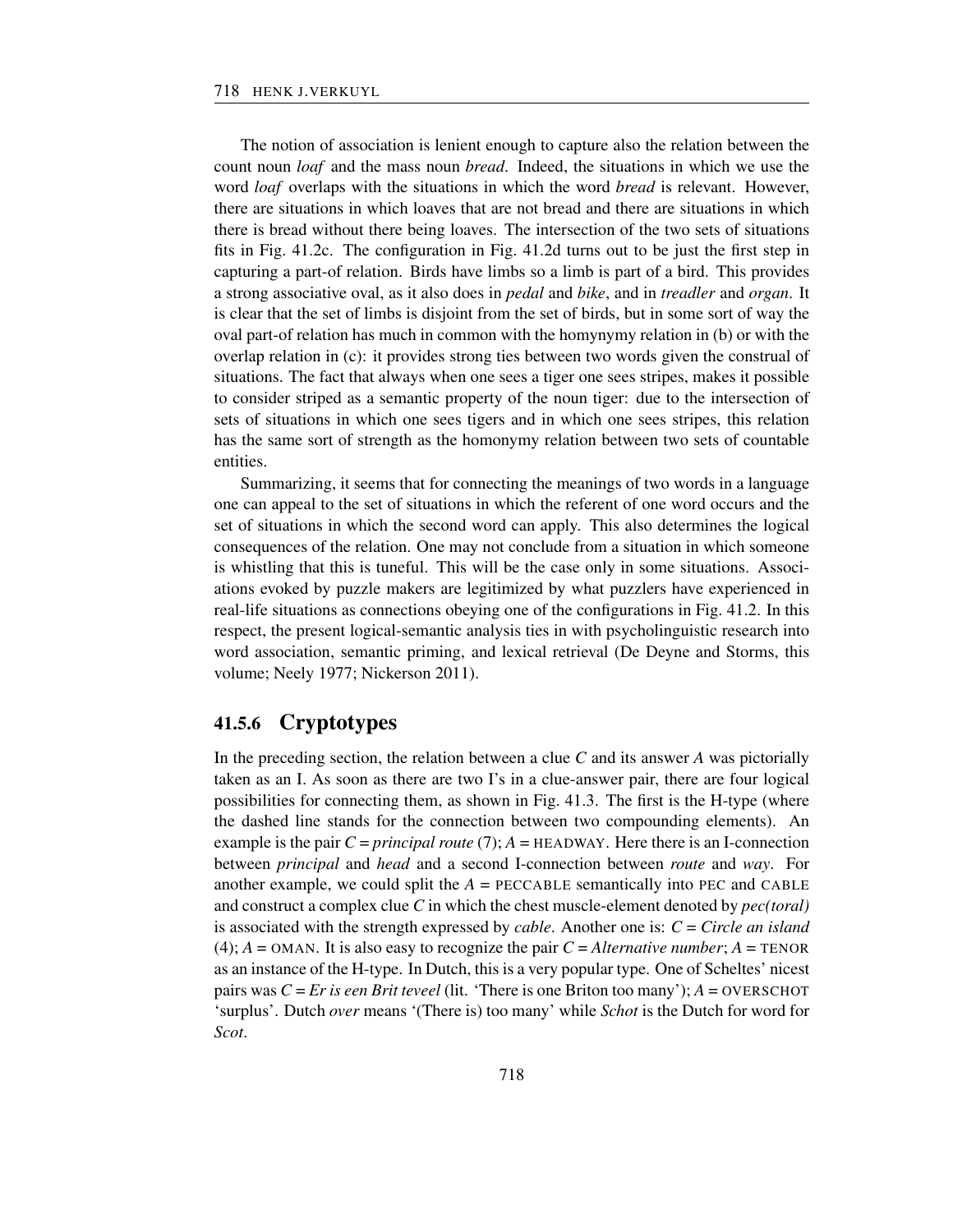The notion of association is lenient enough to capture also the relation between the count noun *loaf* and the mass noun *bread*. Indeed, the situations in which we use the word *loaf* overlaps with the situations in which the word *bread* is relevant. However, there are situations in which loaves that are not bread and there are situations in which there is bread without there being loaves. The intersection of the two sets of situations fits in Fig. 41.2c. The configuration in Fig. 41.2d turns out to be just the first step in capturing a part-of relation. Birds have limbs so a limb is part of a bird. This provides a strong associative oval, as it also does in *pedal* and *bike*, and in *treadler* and *organ*. It is clear that the set of limbs is disjoint from the set of birds, but in some sort of way the oval part-of relation has much in common with the homynymy relation in (b) or with the overlap relation in (c): it provides strong ties between two words given the construal of situations. The fact that always when one sees a tiger one sees stripes, makes it possible to consider striped as a semantic property of the noun tiger: due to the intersection of sets of situations in which one sees tigers and in which one sees stripes, this relation has the same sort of strength as the homonymy relation between two sets of countable entities.

Summarizing, it seems that for connecting the meanings of two words in a language one can appeal to the set of situations in which the referent of one word occurs and the set of situations in which the second word can apply. This also determines the logical consequences of the relation. One may not conclude from a situation in which someone is whistling that this is tuneful. This will be the case only in some situations. Associations evoked by puzzle makers are legitimized by what puzzlers have experienced in real-life situations as connections obeying one of the configurations in Fig. 41.2. In this respect, the present logical-semantic analysis ties in with psycholinguistic research into word association, semantic priming, and lexical retrieval (De Deyne and Storms, this volume; Neely 1977; Nickerson 2011).

## 41.5.6 Cryptotypes

In the preceding section, the relation between a clue *C* and its answer *A* was pictorially taken as an I. As soon as there are two I's in a clue-answer pair, there are four logical possibilities for connecting them, as shown in Fig. 41.3. The first is the H-type (where the dashed line stands for the connection between two compounding elements). An example is the pair *C* = *principal route* (7); *A* = HEADWAY. Here there is an I-connection between *principal* and *head* and a second I-connection between *route* and *way*. For another example, we could split the *A* = PECCABLE semantically into PEC and CABLE and construct a complex clue *C* in which the chest muscle-element denoted by *pec(toral)* is associated with the strength expressed by *cable*. Another one is: *C* = *Circle an island* (4); *A* = OMAN. It is also easy to recognize the pair *C* = *Alternative number*; *A* = TENOR as an instance of the H-type. In Dutch, this is a very popular type. One of Scheltes' nicest pairs was *C* = *Er is een Brit teveel* (lit. 'There is one Briton too many'); *A* = OVERSCHOT 'surplus'. Dutch *over* means '(There is) too many' while *Schot* is the Dutch for word for *Scot*.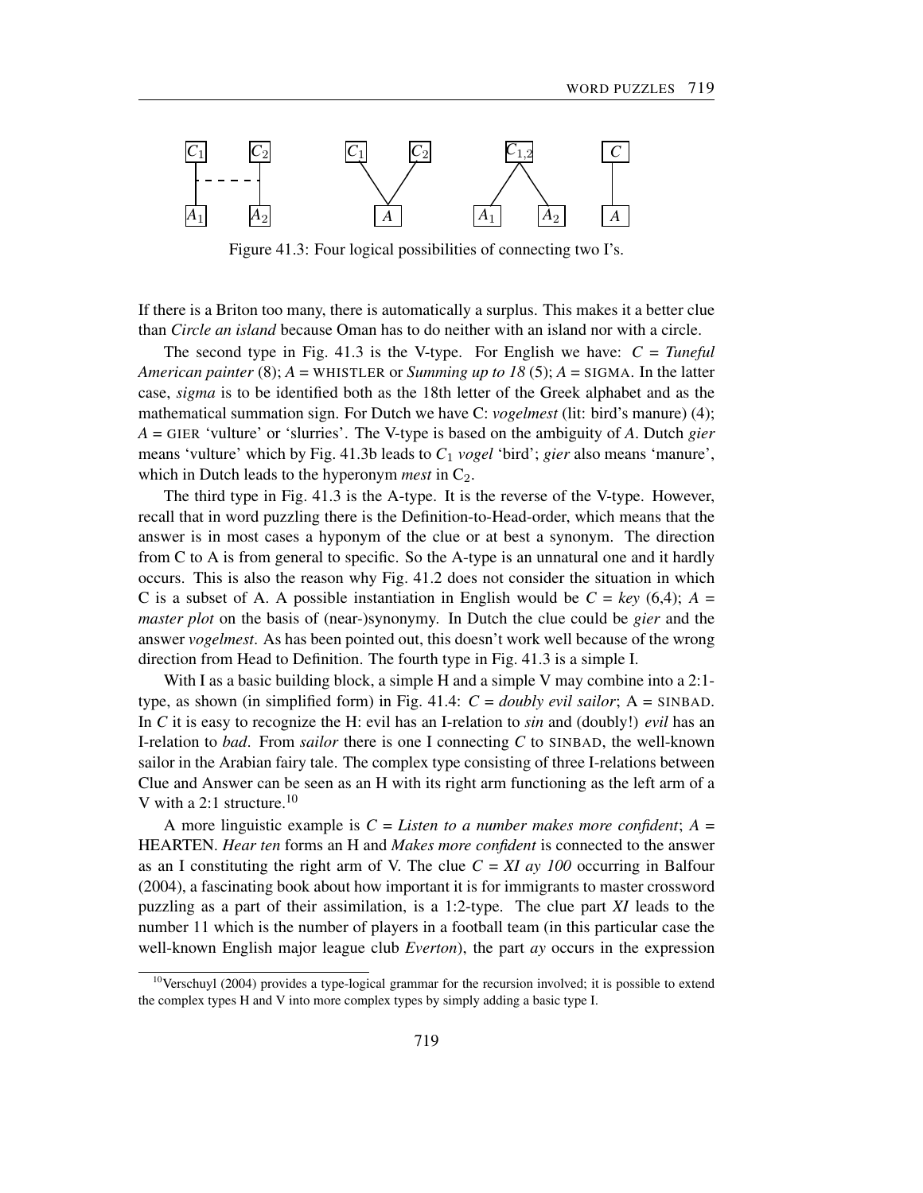Figure 41.3: Four logical possibilities of connecting two I's.

If there is a Briton too many, there is automatically a surplus. This makes it a better clue than *Circle an island* because Oman has to do neither with an island nor with a circle.

The second type in Fig. 41.3 is the V-type. For English we have: $C$ = *Tuneful American painter* (8); $A$ = WHISTLER or *Summing up to 18* (5); $A$ = SIGMA. In the latter case, *sigma* is to be identified both as the 18th letter of the Greek alphabet and as the mathematical summation sign. For Dutch we have C: *vogelmest* (lit: bird's manure) (4); $A$ = GIER 'vulture' or 'slurries'. The V-type is based on the ambiguity of $A$. Dutch *gier* means 'vulture' which by Fig. 41.3b leads to $C_1$ *vogel* 'bird'; *gier* also means 'manure', which in Dutch leads to the hyperonym *mest* in $C_2$.

The third type in Fig. 41.3 is the A-type. It is the reverse of the V-type. However, recall that in word puzzling there is the Definition-to-Head-order, which means that the answer is in most cases a hyponym of the clue or at best a synonym. The direction from C to A is from general to specific. So the A-type is an unnatural one and it hardly occurs. This is also the reason why Fig. 41.2 does not consider the situation in which C is a subset of A. A possible instantiation in English would be $C$ = *key* (6,4); $A$ = *master plot* on the basis of (near-)synonymy. In Dutch the clue could be *gier* and the answer *vogelmest*. As has been pointed out, this doesn't work well because of the wrong direction from Head to Definition. The fourth type in Fig. 41.3 is a simple I.

With I as a basic building block, a simple H and a simple V may combine into a 2:1-type, as shown (in simplified form) in Fig. 41.4: $C$ = *doubly evil sailor*; A = SINBAD. In $C$ it is easy to recognize the H: evil has an I-relation to *sin* and (doubly!) *evil* has an I-relation to *bad*. From *sailor* there is one I connecting $C$ to SINBAD, the well-known sailor in the Arabian fairy tale. The complex type consisting of three I-relations between Clue and Answer can be seen as an H with its right arm functioning as the left arm of a V with a 2:1 structure.[10]

A more linguistic example is $C$ = *Listen to a number makes more confident*; $A$ = HEARTEN. *Hear ten* forms an H and *Makes more confident* is connected to the answer as an I constituting the right arm of V. The clue $C$ = *XI ay 100* occurring in Balfour (2004), a fascinating book about how important it is for immigrants to master crossword puzzling as a part of their assimilation, is a 1:2-type. The clue part *XI* leads to the number 11 which is the number of players in a football team (in this particular case the well-known English major league club *Everton*), the part *ay* occurs in the expression

[10] Verschuyl (2004) provides a type-logical grammar for the recursion involved; it is possible to extend the complex types H and V into more complex types by simply adding a basic type I.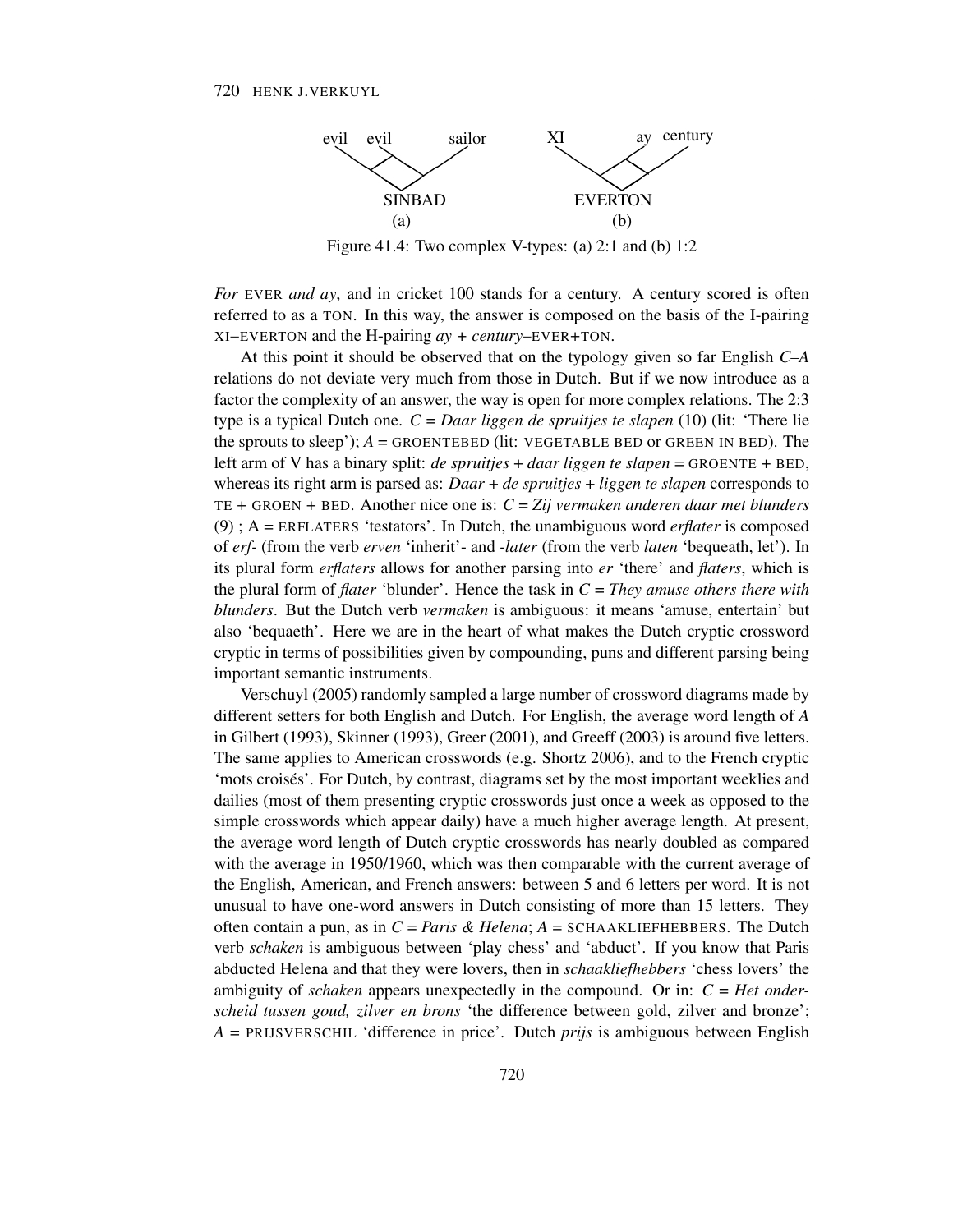Figure 41.4: Two complex V-types: (a) 2:1 and (b) 1:2

*For* EVER *and ay*, and in cricket 100 stands for a century. A century scored is often referred to as a TON. In this way, the answer is composed on the basis of the I-pairing XI–EVERTON and the H-pairing *ay + century*–EVER+TON.

At this point it should be observed that on the typology given so far English *C–A* relations do not deviate very much from those in Dutch. But if we now introduce as a factor the complexity of an answer, the way is open for more complex relations. The 2:3 type is a typical Dutch one. *C = Daar liggen de spruitjes te slapen* (10) (lit: 'There lie the sprouts to sleep'); *A* = GROENTEBED (lit: VEGETABLE BED or GREEN IN BED). The left arm of V has a binary split: *de spruitjes + daar liggen te slapen* = GROENTE + BED, whereas its right arm is parsed as: *Daar + de spruitjes + liggen te slapen* corresponds to TE + GROEN + BED. Another nice one is: *C = Zij vermaken anderen daar met blunders* (9) ; A = ERFLATERS 'testators'. In Dutch, the unambiguous word *erflater* is composed of *erf-* (from the verb *erven* 'inherit'- and *-later* (from the verb *laten* 'bequeath, let'). In its plural form *erflaters* allows for another parsing into *er* 'there' and *flaters*, which is the plural form of *flater* 'blunder'. Hence the task in *C = They amuse others there with blunders*. But the Dutch verb *vermaken* is ambiguous: it means 'amuse, entertain' but also 'bequaeth'. Here we are in the heart of what makes the Dutch cryptic crossword cryptic in terms of possibilities given by compounding, puns and different parsing being important semantic instruments.

Verschuyl (2005) randomly sampled a large number of crossword diagrams made by different setters for both English and Dutch. For English, the average word length of *A* in Gilbert (1993), Skinner (1993), Greer (2001), and Greeff (2003) is around five letters. The same applies to American crosswords (e.g. Shortz 2006), and to the French cryptic 'mots croisés'. For Dutch, by contrast, diagrams set by the most important weeklies and dailies (most of them presenting cryptic crosswords just once a week as opposed to the simple crosswords which appear daily) have a much higher average length. At present, the average word length of Dutch cryptic crosswords has nearly doubled as compared with the average in 1950/1960, which was then comparable with the current average of the English, American, and French answers: between 5 and 6 letters per word. It is not unusual to have one-word answers in Dutch consisting of more than 15 letters. They often contain a pun, as in *C = Paris & Helena*; *A* = SCHAAKLIEFHEBBERS. The Dutch verb *schaken* is ambiguous between 'play chess' and 'abduct'. If you know that Paris abducted Helena and that they were lovers, then in *schaakliefhebbers* 'chess lovers' the ambiguity of *schaken* appears unexpectedly in the compound. Or in: *C = Het onderscheid tussen goud, zilver en brons* 'the difference between gold, zilver and bronze'; *A* = PRIJSVERSCHIL 'difference in price'. Dutch *prijs* is ambiguous between English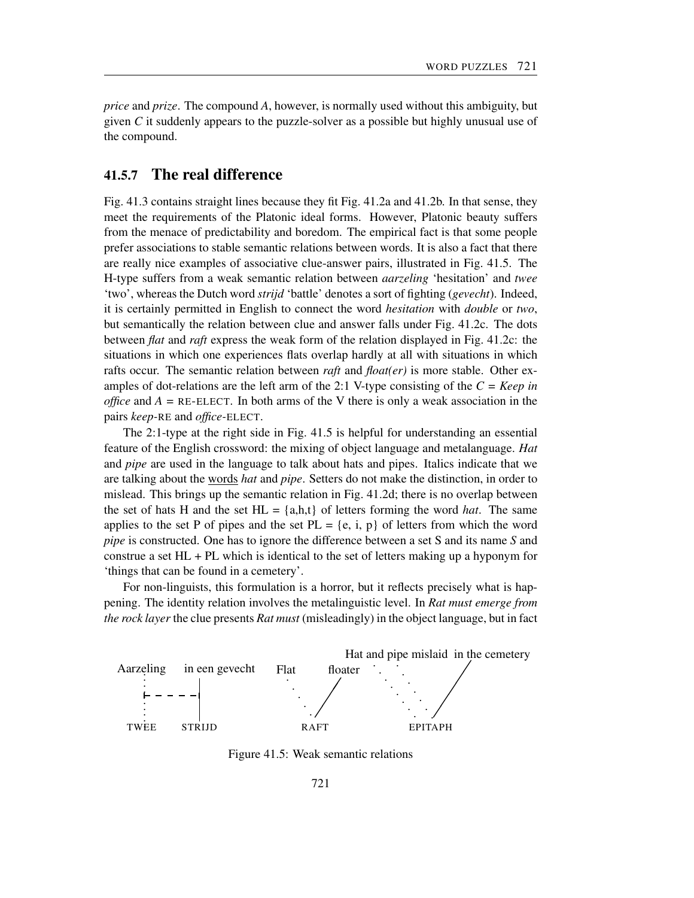*price* and *prize*. The compound *A*, however, is normally used without this ambiguity, but given *C* it suddenly appears to the puzzle-solver as a possible but highly unusual use of the compound.

## 41.5.7 The real difference

Fig. 41.3 contains straight lines because they fit Fig. 41.2a and 41.2b. In that sense, they meet the requirements of the Platonic ideal forms. However, Platonic beauty suffers from the menace of predictability and boredom. The empirical fact is that some people prefer associations to stable semantic relations between words. It is also a fact that there are really nice examples of associative clue-answer pairs, illustrated in Fig. 41.5. The H-type suffers from a weak semantic relation between *aarzeling* 'hesitation' and *twee* 'two', whereas the Dutch word *strijd* 'battle' denotes a sort of fighting (*gevecht*). Indeed, it is certainly permitted in English to connect the word *hesitation* with *double* or *two*, but semantically the relation between clue and answer falls under Fig. 41.2c. The dots between *flat* and *raft* express the weak form of the relation displayed in Fig. 41.2c: the situations in which one experiences flats overlap hardly at all with situations in which rafts occur. The semantic relation between *raft* and *float(er)* is more stable. Other examples of dot-relations are the left arm of the 2:1 V-type consisting of the *C* = *Keep in office* and *A* = RE-ELECT. In both arms of the V there is only a weak association in the pairs *keep*-RE and *office*-ELECT.

The 2:1-type at the right side in Fig. 41.5 is helpful for understanding an essential feature of the English crossword: the mixing of object language and metalanguage. *Hat* and *pipe* are used in the language to talk about hats and pipes. Italics indicate that we are talking about the words *hat* and *pipe*. Setters do not make the distinction, in order to mislead. This brings up the semantic relation in Fig. 41.2d; there is no overlap between the set of hats H and the set HL = {a,h,t} of letters forming the word *hat*. The same applies to the set P of pipes and the set PL = {e, i, p} of letters from which the word *pipe* is constructed. One has to ignore the difference between a set S and its name *S* and construe a set HL + PL which is identical to the set of letters making up a hyponym for 'things that can be found in a cemetery'.

For non-linguists, this formulation is a horror, but it reflects precisely what is happening. The identity relation involves the metalinguistic level. In *Rat must emerge from the rock layer* the clue presents *Rat must* (misleadingly) in the object language, but in fact

Aarzeling — in een gevecht — TWEE — STRIJD; Flat — floater — RAFT; Hat and pipe mislaid in the cemetery — EPITAPH

Figure 41.5: Weak semantic relations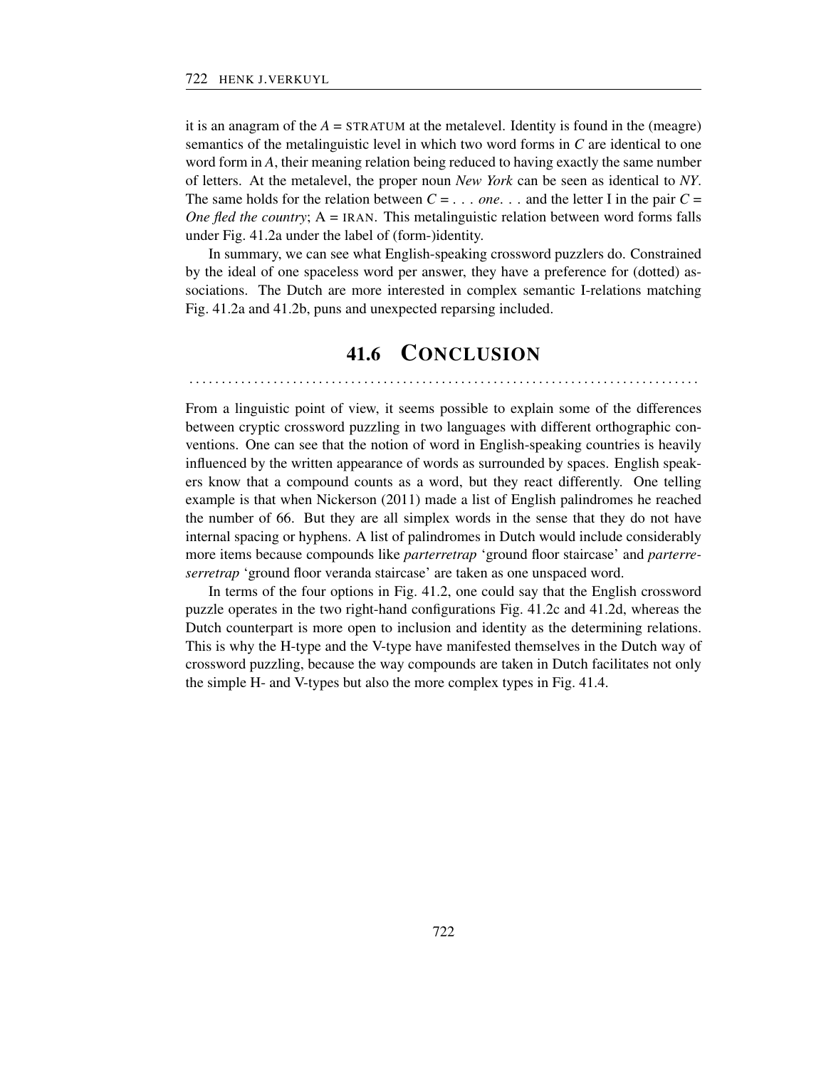it is an anagram of the *A* = STRATUM at the metalevel. Identity is found in the (meagre) semantics of the metalinguistic level in which two word forms in *C* are identical to one word form in *A*, their meaning relation being reduced to having exactly the same number of letters. At the metalevel, the proper noun *New York* can be seen as identical to *NY*. The same holds for the relation between *C* = . . . *one*. . . and the letter I in the pair *C* = *One fled the country*; A = IRAN. This metalinguistic relation between word forms falls under Fig. 41.2a under the label of (form-)identity.

In summary, we can see what English-speaking crossword puzzlers do. Constrained by the ideal of one spaceless word per answer, they have a preference for (dotted) associations. The Dutch are more interested in complex semantic I-relations matching Fig. 41.2a and 41.2b, puns and unexpected reparsing included.

## 41.6 CONCLUSION

From a linguistic point of view, it seems possible to explain some of the differences between cryptic crossword puzzling in two languages with different orthographic conventions. One can see that the notion of word in English-speaking countries is heavily influenced by the written appearance of words as surrounded by spaces. English speakers know that a compound counts as a word, but they react differently. One telling example is that when Nickerson (2011) made a list of English palindromes he reached the number of 66. But they are all simplex words in the sense that they do not have internal spacing or hyphens. A list of palindromes in Dutch would include considerably more items because compounds like *parterretrap* 'ground floor staircase' and *parterreserretrap* 'ground floor veranda staircase' are taken as one unspaced word.

In terms of the four options in Fig. 41.2, one could say that the English crossword puzzle operates in the two right-hand configurations Fig. 41.2c and 41.2d, whereas the Dutch counterpart is more open to inclusion and identity as the determining relations. This is why the H-type and the V-type have manifested themselves in the Dutch way of crossword puzzling, because the way compounds are taken in Dutch facilitates not only the simple H- and V-types but also the more complex types in Fig. 41.4.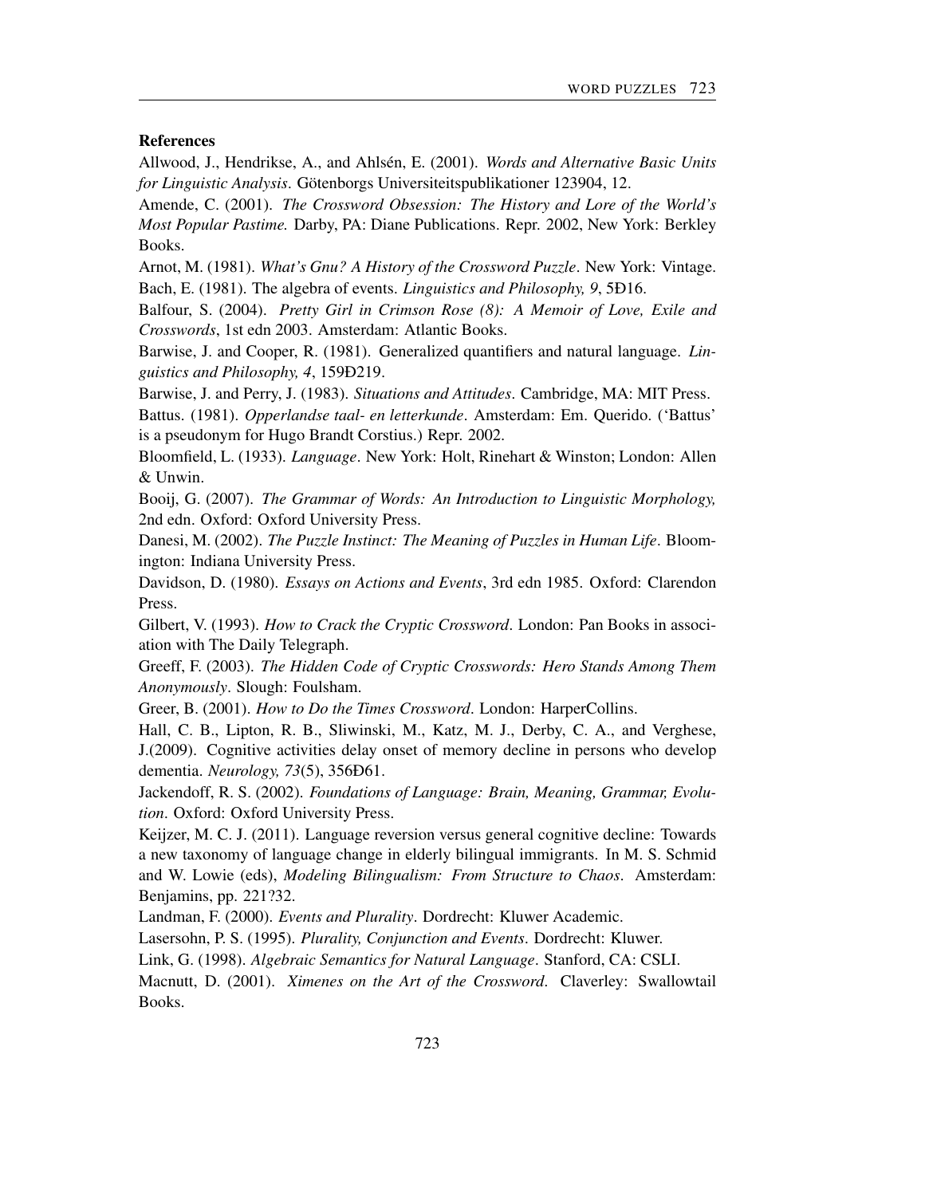### References

Allwood, J., Hendrikse, A., and Ahlsén, E. (2001). *Words and Alternative Basic Units for Linguistic Analysis*. Götenborgs Universiteitspublikationer 123904, 12.

Amende, C. (2001). *The Crossword Obsession: The History and Lore of the World's Most Popular Pastime.* Darby, PA: Diane Publications. Repr. 2002, New York: Berkley Books.

Arnot, M. (1981). *What's Gnu? A History of the Crossword Puzzle*. New York: Vintage.

Bach, E. (1981). The algebra of events. *Linguistics and Philosophy, 9*, 5Ð16.

Balfour, S. (2004). *Pretty Girl in Crimson Rose (8): A Memoir of Love, Exile and Crosswords*, 1st edn 2003. Amsterdam: Atlantic Books.

Barwise, J. and Cooper, R. (1981). Generalized quantifiers and natural language. *Linguistics and Philosophy, 4*, 159Ð219.

Barwise, J. and Perry, J. (1983). *Situations and Attitudes*. Cambridge, MA: MIT Press.

Battus. (1981). *Opperlandse taal- en letterkunde*. Amsterdam: Em. Querido. ('Battus' is a pseudonym for Hugo Brandt Corstius.) Repr. 2002.

Bloomfield, L. (1933). *Language*. New York: Holt, Rinehart & Winston; London: Allen & Unwin.

Booij, G. (2007). *The Grammar of Words: An Introduction to Linguistic Morphology,* 2nd edn. Oxford: Oxford University Press.

Danesi, M. (2002). *The Puzzle Instinct: The Meaning of Puzzles in Human Life*. Bloomington: Indiana University Press.

Davidson, D. (1980). *Essays on Actions and Events*, 3rd edn 1985. Oxford: Clarendon Press.

Gilbert, V. (1993). *How to Crack the Cryptic Crossword*. London: Pan Books in association with The Daily Telegraph.

Greeff, F. (2003). *The Hidden Code of Cryptic Crosswords: Hero Stands Among Them Anonymously*. Slough: Foulsham.

Greer, B. (2001). *How to Do the Times Crossword*. London: HarperCollins.

Hall, C. B., Lipton, R. B., Sliwinski, M., Katz, M. J., Derby, C. A., and Verghese, J.(2009). Cognitive activities delay onset of memory decline in persons who develop dementia. *Neurology, 73*(5), 356Ð61.

Jackendoff, R. S. (2002). *Foundations of Language: Brain, Meaning, Grammar, Evolution*. Oxford: Oxford University Press.

Keijzer, M. C. J. (2011). Language reversion versus general cognitive decline: Towards a new taxonomy of language change in elderly bilingual immigrants. In M. S. Schmid and W. Lowie (eds), *Modeling Bilingualism: From Structure to Chaos*. Amsterdam: Benjamins, pp. 221?32.

Landman, F. (2000). *Events and Plurality*. Dordrecht: Kluwer Academic.

Lasersohn, P. S. (1995). *Plurality, Conjunction and Events*. Dordrecht: Kluwer.

Link, G. (1998). *Algebraic Semantics for Natural Language*. Stanford, CA: CSLI.

Macnutt, D. (2001). *Ximenes on the Art of the Crossword*. Claverley: Swallowtail Books.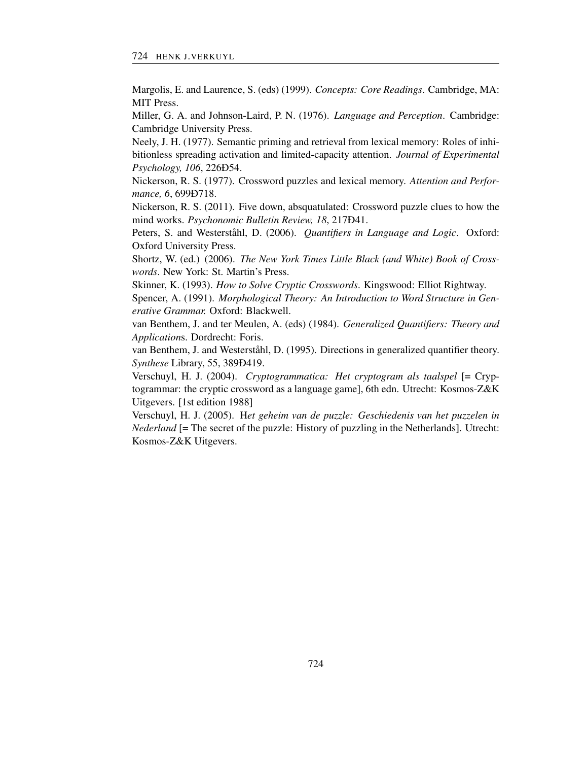Margolis, E. and Laurence, S. (eds) (1999). *Concepts: Core Readings*. Cambridge, MA: MIT Press.

Miller, G. A. and Johnson-Laird, P. N. (1976). *Language and Perception*. Cambridge: Cambridge University Press.

Neely, J. H. (1977). Semantic priming and retrieval from lexical memory: Roles of inhibitionless spreading activation and limited-capacity attention. *Journal of Experimental Psychology, 106*, 226Ð54.

Nickerson, R. S. (1977). Crossword puzzles and lexical memory. *Attention and Performance, 6*, 699Ð718.

Nickerson, R. S. (2011). Five down, absquatulated: Crossword puzzle clues to how the mind works. *Psychonomic Bulletin Review, 18*, 217Ð41.

Peters, S. and Westerståhl, D. (2006). *Quantifiers in Language and Logic*. Oxford: Oxford University Press.

Shortz, W. (ed.) (2006). *The New York Times Little Black (and White) Book of Crosswords*. New York: St. Martin's Press.

Skinner, K. (1993). *How to Solve Cryptic Crosswords*. Kingswood: Elliot Rightway.

Spencer, A. (1991). *Morphological Theory: An Introduction to Word Structure in Generative Grammar.* Oxford: Blackwell.

van Benthem, J. and ter Meulen, A. (eds) (1984). *Generalized Quantifiers: Theory and Application*s. Dordrecht: Foris.

van Benthem, J. and Westerståhl, D. (1995). Directions in generalized quantifier theory. *Synthese* Library, 55, 389Ð419.

Verschuyl, H. J. (2004). *Cryptogrammatica: Het cryptogram als taalspel* [= Cryptogrammar: the cryptic crossword as a language game], 6th edn. Utrecht: Kosmos-Z&K Uitgevers. [1st edition 1988]

Verschuyl, H. J. (2005). H*et geheim van de puzzle: Geschiedenis van het puzzelen in Nederland* [= The secret of the puzzle: History of puzzling in the Netherlands]. Utrecht: Kosmos-Z&K Uitgevers.